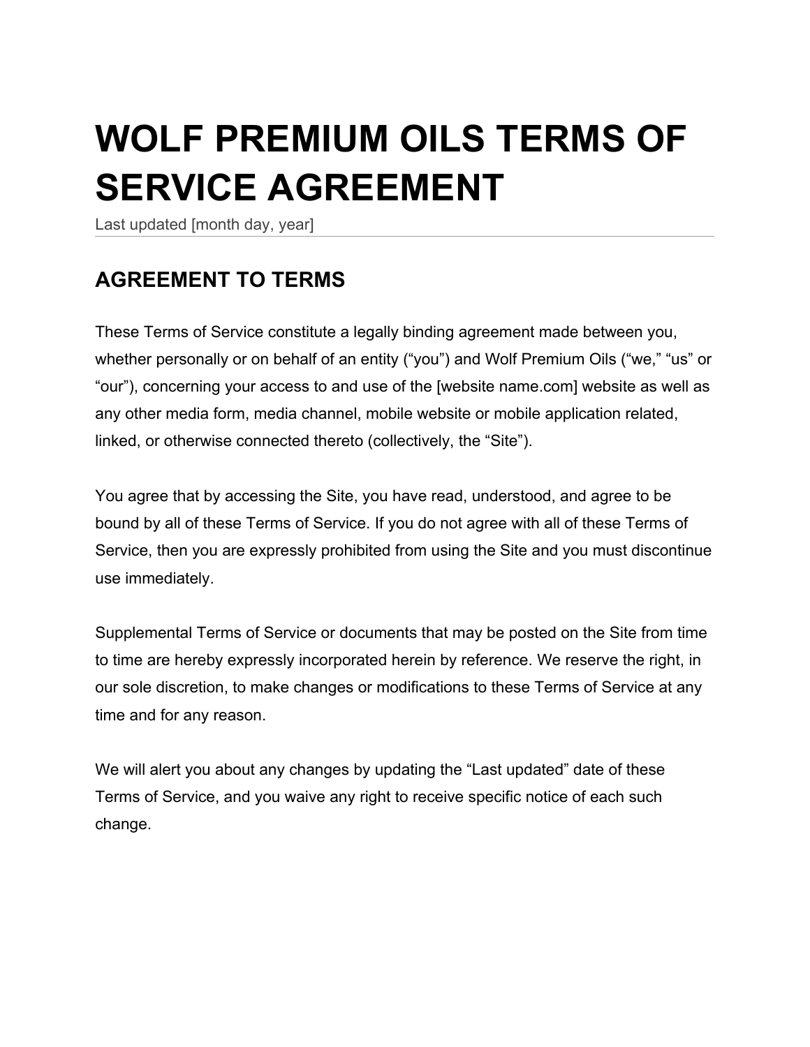# WOLF PREMIUM OILS TERMS OF SERVICE AGREEMENT

Last updated [month day, year]

## AGREEMENT TO TERMS

These Terms of Service constitute a legally binding agreement made between you, whether personally or on behalf of an entity (“you”) and Wolf Premium Oils (“we,” “us” or “our”), concerning your access to and use of the [website name.com] website as well as any other media form, media channel, mobile website or mobile application related, linked, or otherwise connected thereto (collectively, the “Site”).

You agree that by accessing the Site, you have read, understood, and agree to be bound by all of these Terms of Service. If you do not agree with all of these Terms of Service, then you are expressly prohibited from using the Site and you must discontinue use immediately.

Supplemental Terms of Service or documents that may be posted on the Site from time to time are hereby expressly incorporated herein by reference. We reserve the right, in our sole discretion, to make changes or modifications to these Terms of Service at any time and for any reason.

We will alert you about any changes by updating the “Last updated” date of these Terms of Service, and you waive any right to receive specific notice of each such change.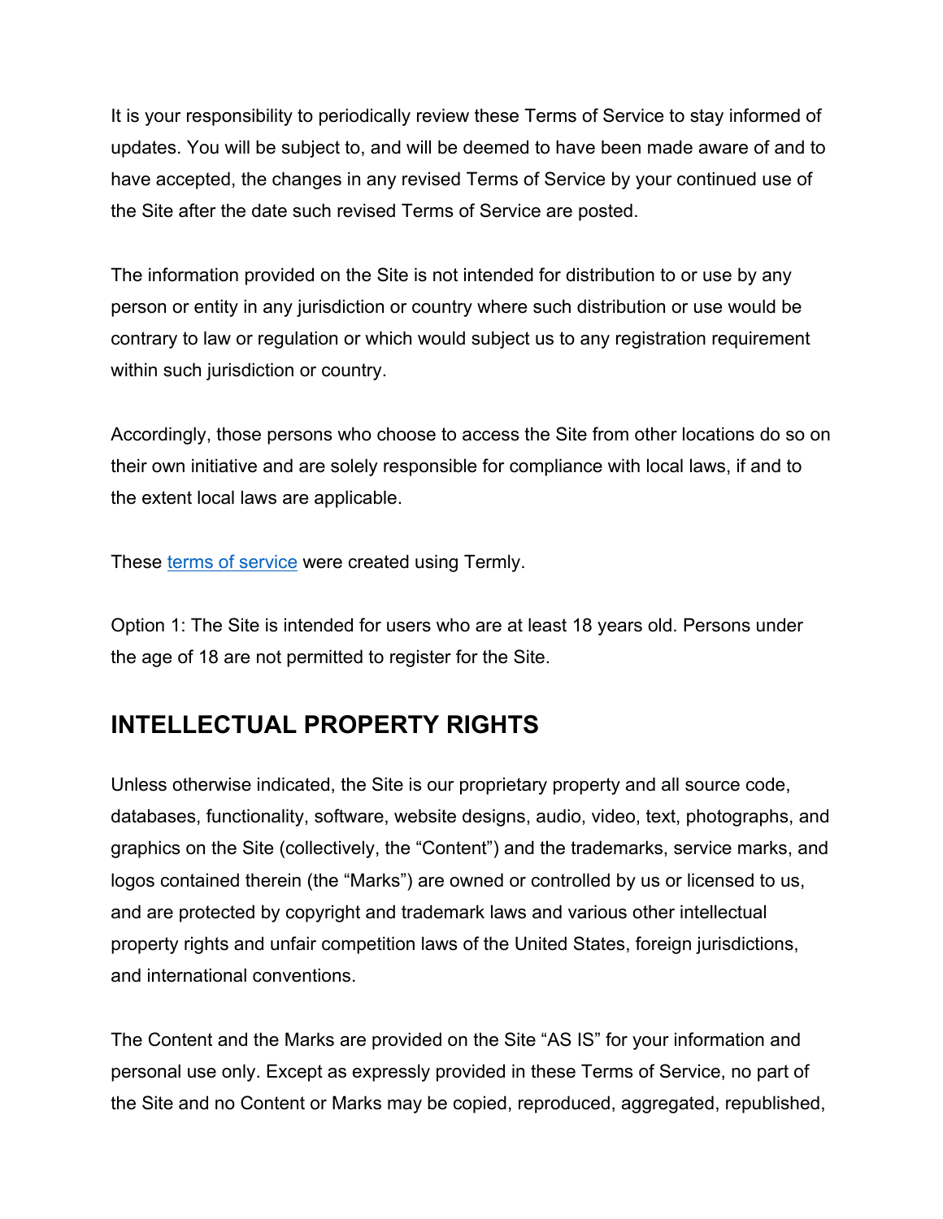It is your responsibility to periodically review these Terms of Service to stay informed of updates. You will be subject to, and will be deemed to have been made aware of and to have accepted, the changes in any revised Terms of Service by your continued use of the Site after the date such revised Terms of Service are posted.

The information provided on the Site is not intended for distribution to or use by any person or entity in any jurisdiction or country where such distribution or use would be contrary to law or regulation or which would subject us to any registration requirement within such jurisdiction or country.

Accordingly, those persons who choose to access the Site from other locations do so on their own initiative and are solely responsible for compliance with local laws, if and to the extent local laws are applicable.

These terms of service were created using Termly.

Option 1: The Site is intended for users who are at least 18 years old. Persons under the age of 18 are not permitted to register for the Site.

## INTELLECTUAL PROPERTY RIGHTS

Unless otherwise indicated, the Site is our proprietary property and all source code, databases, functionality, software, website designs, audio, video, text, photographs, and graphics on the Site (collectively, the "Content") and the trademarks, service marks, and logos contained therein (the "Marks") are owned or controlled by us or licensed to us, and are protected by copyright and trademark laws and various other intellectual property rights and unfair competition laws of the United States, foreign jurisdictions, and international conventions.

The Content and the Marks are provided on the Site "AS IS" for your information and personal use only. Except as expressly provided in these Terms of Service, no part of the Site and no Content or Marks may be copied, reproduced, aggregated, republished,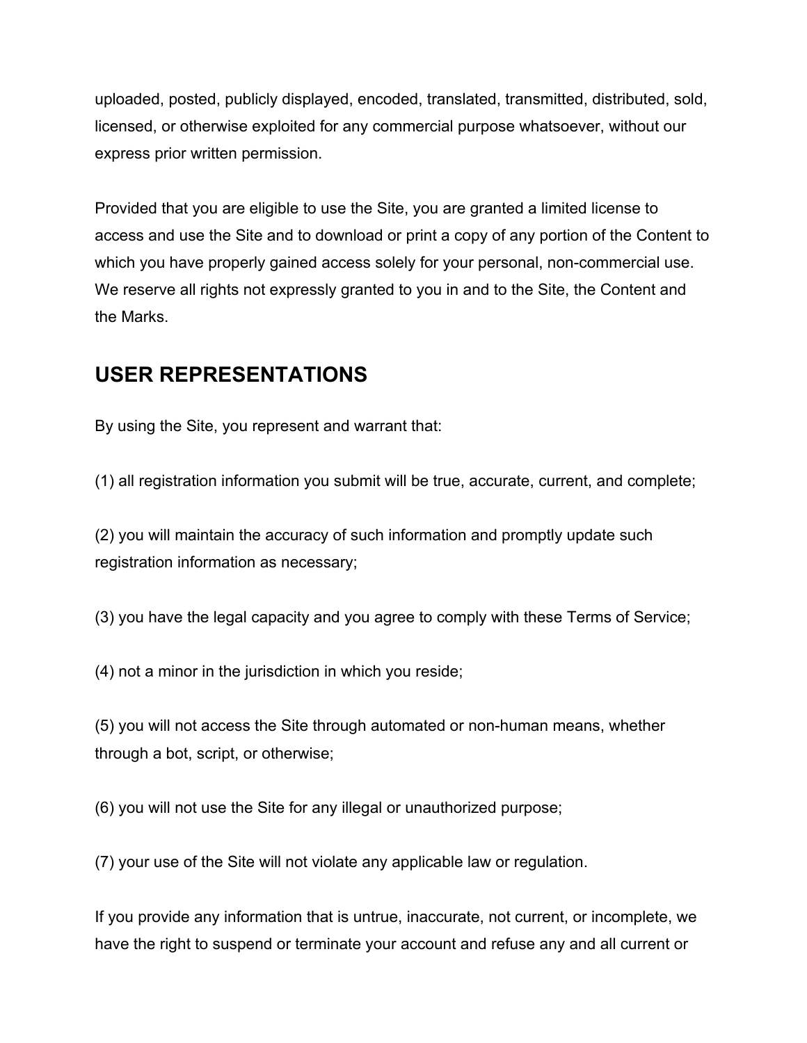uploaded, posted, publicly displayed, encoded, translated, transmitted, distributed, sold, licensed, or otherwise exploited for any commercial purpose whatsoever, without our express prior written permission.

Provided that you are eligible to use the Site, you are granted a limited license to access and use the Site and to download or print a copy of any portion of the Content to which you have properly gained access solely for your personal, non-commercial use. We reserve all rights not expressly granted to you in and to the Site, the Content and the Marks.

## USER REPRESENTATIONS

By using the Site, you represent and warrant that:

(1) all registration information you submit will be true, accurate, current, and complete;

(2) you will maintain the accuracy of such information and promptly update such registration information as necessary;

(3) you have the legal capacity and you agree to comply with these Terms of Service;

(4) not a minor in the jurisdiction in which you reside;

(5) you will not access the Site through automated or non-human means, whether through a bot, script, or otherwise;

(6) you will not use the Site for any illegal or unauthorized purpose;

(7) your use of the Site will not violate any applicable law or regulation.

If you provide any information that is untrue, inaccurate, not current, or incomplete, we have the right to suspend or terminate your account and refuse any and all current or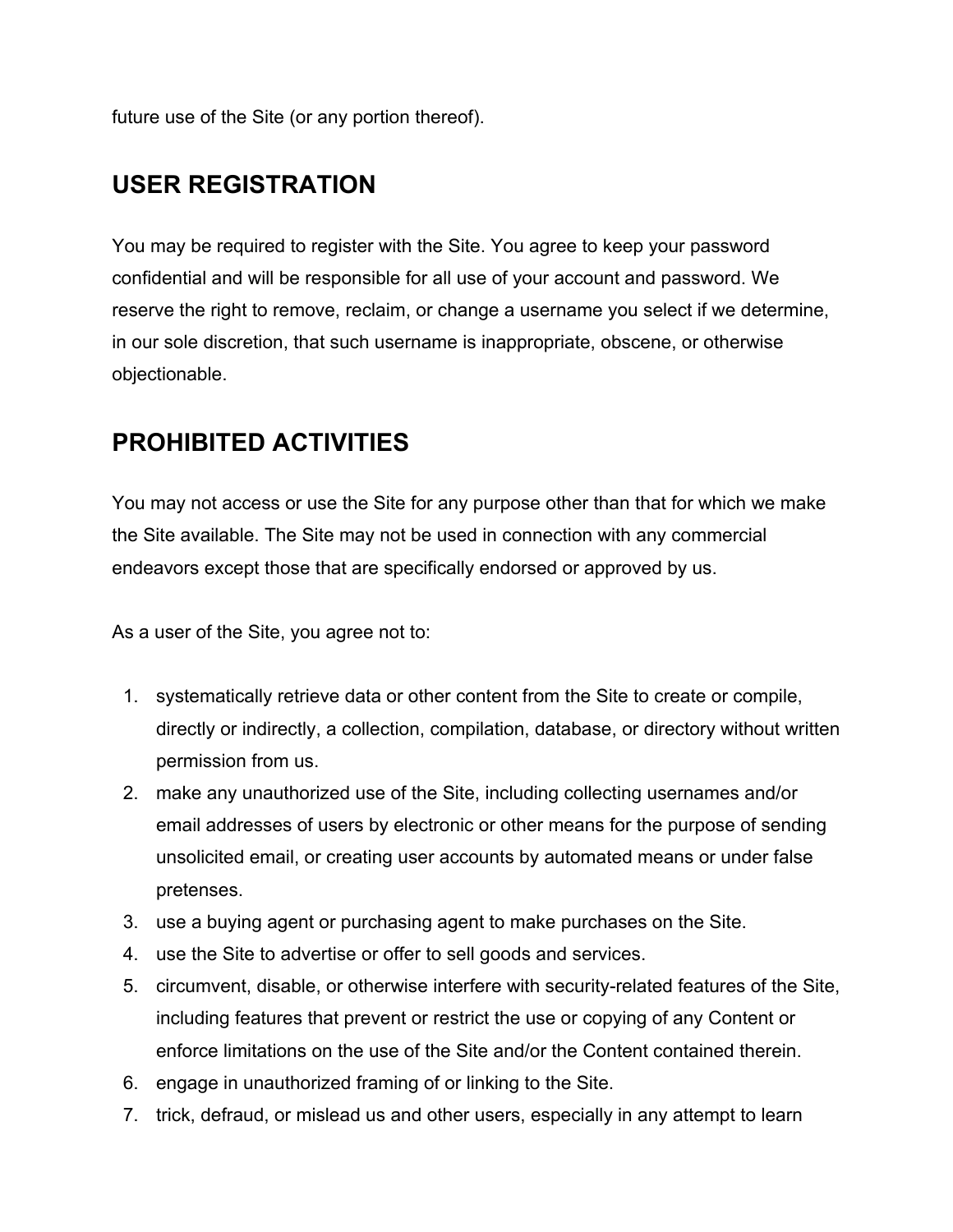future use of the Site (or any portion thereof).

## USER REGISTRATION

You may be required to register with the Site. You agree to keep your password confidential and will be responsible for all use of your account and password. We reserve the right to remove, reclaim, or change a username you select if we determine, in our sole discretion, that such username is inappropriate, obscene, or otherwise objectionable.

## PROHIBITED ACTIVITIES

You may not access or use the Site for any purpose other than that for which we make the Site available. The Site may not be used in connection with any commercial endeavors except those that are specifically endorsed or approved by us.

As a user of the Site, you agree not to:

1. systematically retrieve data or other content from the Site to create or compile, directly or indirectly, a collection, compilation, database, or directory without written permission from us.
2. make any unauthorized use of the Site, including collecting usernames and/or email addresses of users by electronic or other means for the purpose of sending unsolicited email, or creating user accounts by automated means or under false pretenses.
3. use a buying agent or purchasing agent to make purchases on the Site.
4. use the Site to advertise or offer to sell goods and services.
5. circumvent, disable, or otherwise interfere with security-related features of the Site, including features that prevent or restrict the use or copying of any Content or enforce limitations on the use of the Site and/or the Content contained therein.
6. engage in unauthorized framing of or linking to the Site.
7. trick, defraud, or mislead us and other users, especially in any attempt to learn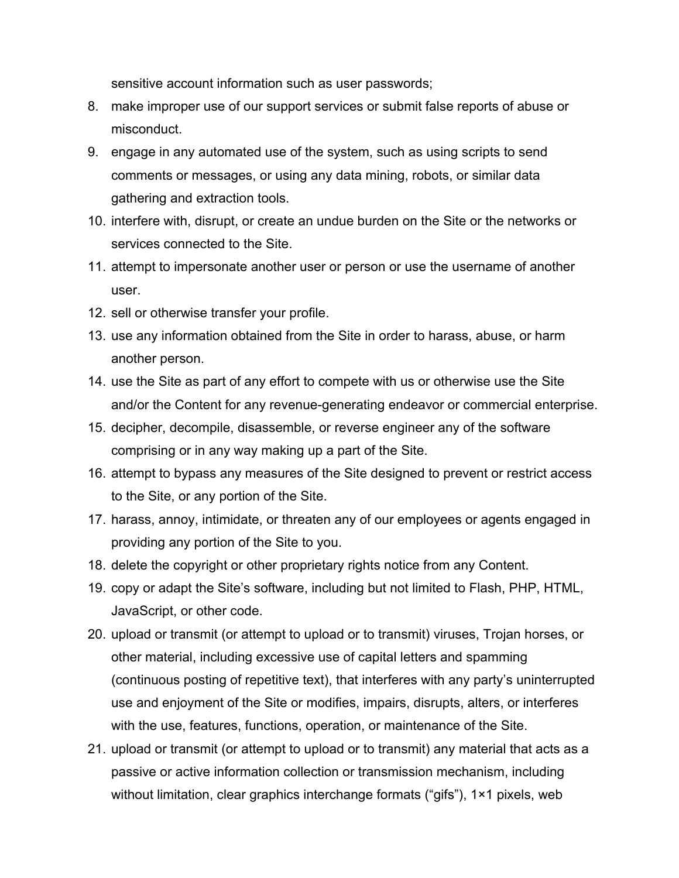sensitive account information such as user passwords;

8. make improper use of our support services or submit false reports of abuse or misconduct.
9. engage in any automated use of the system, such as using scripts to send comments or messages, or using any data mining, robots, or similar data gathering and extraction tools.
10. interfere with, disrupt, or create an undue burden on the Site or the networks or services connected to the Site.
11. attempt to impersonate another user or person or use the username of another user.
12. sell or otherwise transfer your profile.
13. use any information obtained from the Site in order to harass, abuse, or harm another person.
14. use the Site as part of any effort to compete with us or otherwise use the Site and/or the Content for any revenue-generating endeavor or commercial enterprise.
15. decipher, decompile, disassemble, or reverse engineer any of the software comprising or in any way making up a part of the Site.
16. attempt to bypass any measures of the Site designed to prevent or restrict access to the Site, or any portion of the Site.
17. harass, annoy, intimidate, or threaten any of our employees or agents engaged in providing any portion of the Site to you.
18. delete the copyright or other proprietary rights notice from any Content.
19. copy or adapt the Site's software, including but not limited to Flash, PHP, HTML, JavaScript, or other code.
20. upload or transmit (or attempt to upload or to transmit) viruses, Trojan horses, or other material, including excessive use of capital letters and spamming (continuous posting of repetitive text), that interferes with any party's uninterrupted use and enjoyment of the Site or modifies, impairs, disrupts, alters, or interferes with the use, features, functions, operation, or maintenance of the Site.
21. upload or transmit (or attempt to upload or to transmit) any material that acts as a passive or active information collection or transmission mechanism, including without limitation, clear graphics interchange formats ("gifs"), 1×1 pixels, web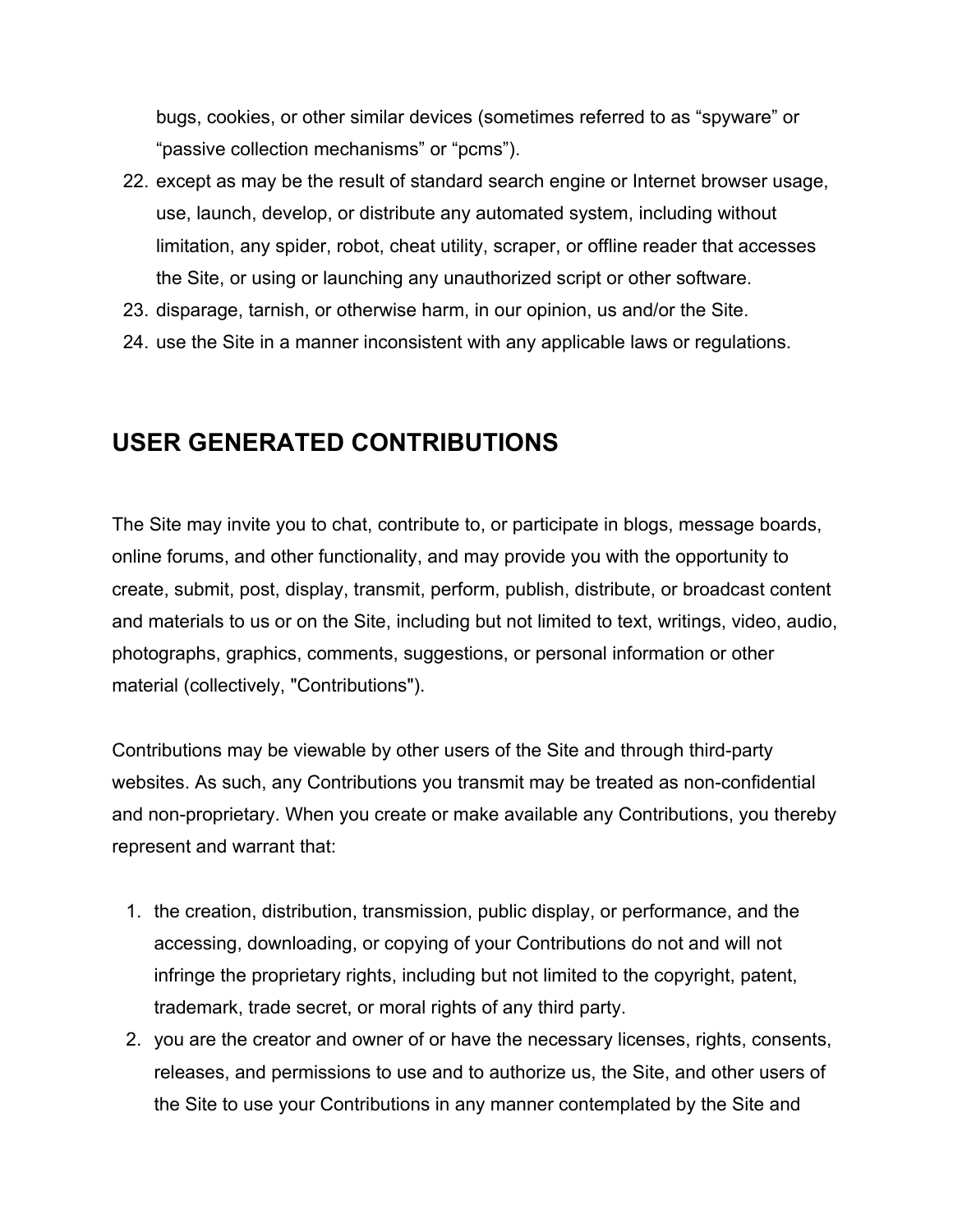bugs, cookies, or other similar devices (sometimes referred to as “spyware” or “passive collection mechanisms” or “pcms”).

22. except as may be the result of standard search engine or Internet browser usage, use, launch, develop, or distribute any automated system, including without limitation, any spider, robot, cheat utility, scraper, or offline reader that accesses the Site, or using or launching any unauthorized script or other software.
23. disparage, tarnish, or otherwise harm, in our opinion, us and/or the Site.
24. use the Site in a manner inconsistent with any applicable laws or regulations.

## USER GENERATED CONTRIBUTIONS

The Site may invite you to chat, contribute to, or participate in blogs, message boards, online forums, and other functionality, and may provide you with the opportunity to create, submit, post, display, transmit, perform, publish, distribute, or broadcast content and materials to us or on the Site, including but not limited to text, writings, video, audio, photographs, graphics, comments, suggestions, or personal information or other material (collectively, "Contributions").

Contributions may be viewable by other users of the Site and through third-party websites. As such, any Contributions you transmit may be treated as non-confidential and non-proprietary. When you create or make available any Contributions, you thereby represent and warrant that:

1. the creation, distribution, transmission, public display, or performance, and the accessing, downloading, or copying of your Contributions do not and will not infringe the proprietary rights, including but not limited to the copyright, patent, trademark, trade secret, or moral rights of any third party.
2. you are the creator and owner of or have the necessary licenses, rights, consents, releases, and permissions to use and to authorize us, the Site, and other users of the Site to use your Contributions in any manner contemplated by the Site and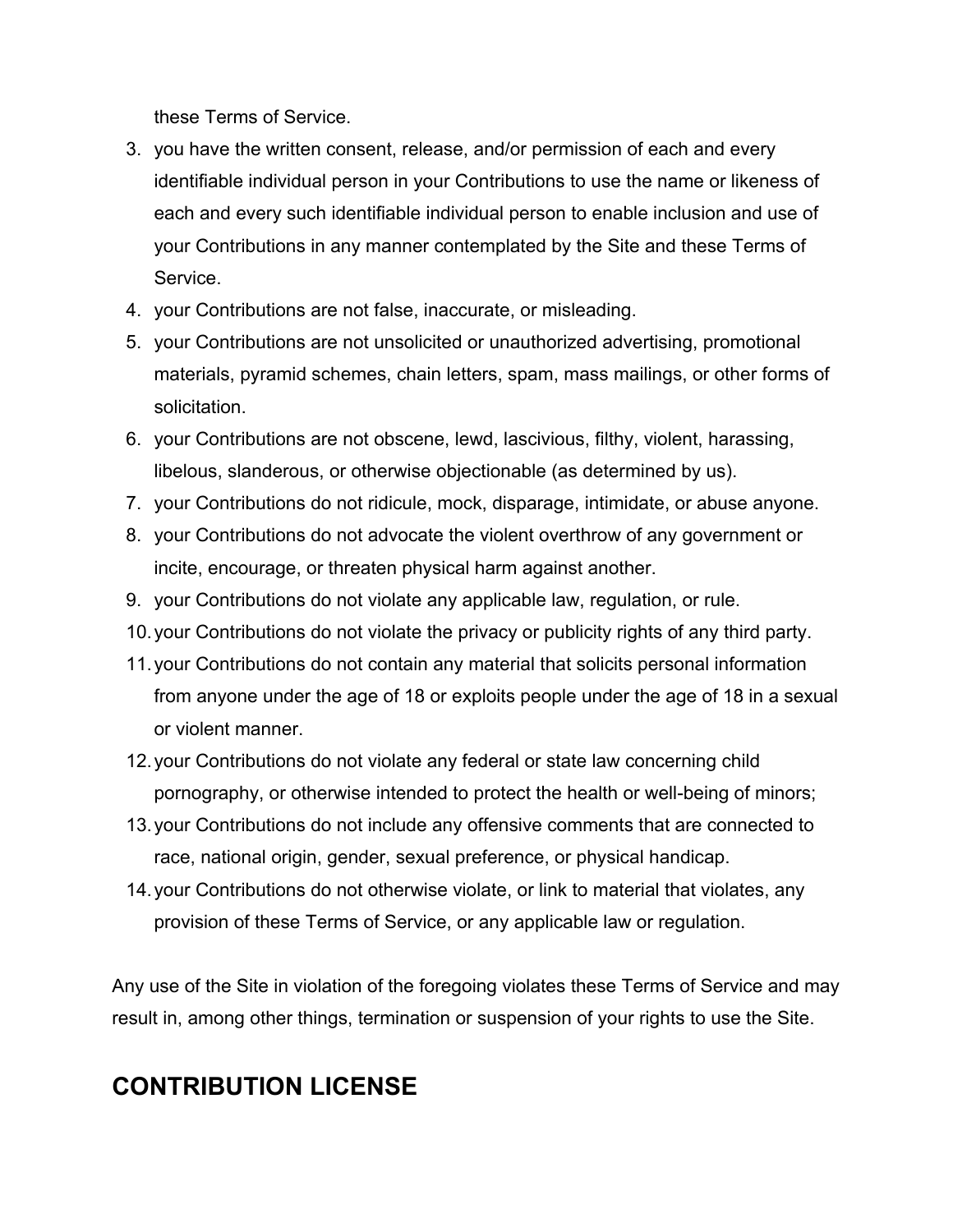these Terms of Service.

3. you have the written consent, release, and/or permission of each and every identifiable individual person in your Contributions to use the name or likeness of each and every such identifiable individual person to enable inclusion and use of your Contributions in any manner contemplated by the Site and these Terms of Service.
4. your Contributions are not false, inaccurate, or misleading.
5. your Contributions are not unsolicited or unauthorized advertising, promotional materials, pyramid schemes, chain letters, spam, mass mailings, or other forms of solicitation.
6. your Contributions are not obscene, lewd, lascivious, filthy, violent, harassing, libelous, slanderous, or otherwise objectionable (as determined by us).
7. your Contributions do not ridicule, mock, disparage, intimidate, or abuse anyone.
8. your Contributions do not advocate the violent overthrow of any government or incite, encourage, or threaten physical harm against another.
9. your Contributions do not violate any applicable law, regulation, or rule.
10. your Contributions do not violate the privacy or publicity rights of any third party.
11. your Contributions do not contain any material that solicits personal information from anyone under the age of 18 or exploits people under the age of 18 in a sexual or violent manner.
12. your Contributions do not violate any federal or state law concerning child pornography, or otherwise intended to protect the health or well-being of minors;
13. your Contributions do not include any offensive comments that are connected to race, national origin, gender, sexual preference, or physical handicap.
14. your Contributions do not otherwise violate, or link to material that violates, any provision of these Terms of Service, or any applicable law or regulation.

Any use of the Site in violation of the foregoing violates these Terms of Service and may result in, among other things, termination or suspension of your rights to use the Site.

## CONTRIBUTION LICENSE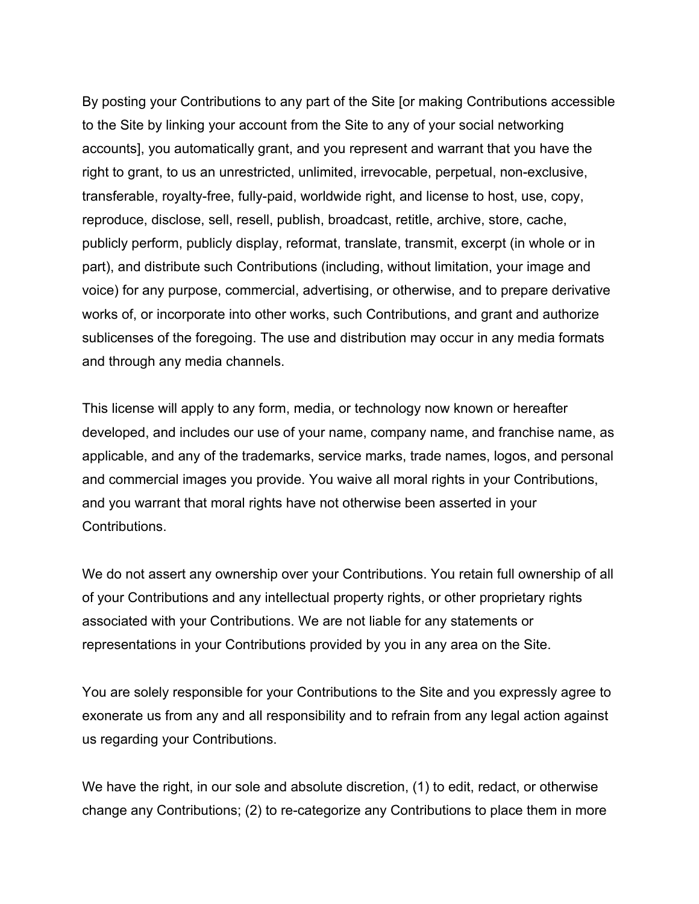By posting your Contributions to any part of the Site [or making Contributions accessible to the Site by linking your account from the Site to any of your social networking accounts], you automatically grant, and you represent and warrant that you have the right to grant, to us an unrestricted, unlimited, irrevocable, perpetual, non-exclusive, transferable, royalty-free, fully-paid, worldwide right, and license to host, use, copy, reproduce, disclose, sell, resell, publish, broadcast, retitle, archive, store, cache, publicly perform, publicly display, reformat, translate, transmit, excerpt (in whole or in part), and distribute such Contributions (including, without limitation, your image and voice) for any purpose, commercial, advertising, or otherwise, and to prepare derivative works of, or incorporate into other works, such Contributions, and grant and authorize sublicenses of the foregoing. The use and distribution may occur in any media formats and through any media channels.

This license will apply to any form, media, or technology now known or hereafter developed, and includes our use of your name, company name, and franchise name, as applicable, and any of the trademarks, service marks, trade names, logos, and personal and commercial images you provide. You waive all moral rights in your Contributions, and you warrant that moral rights have not otherwise been asserted in your Contributions.

We do not assert any ownership over your Contributions. You retain full ownership of all of your Contributions and any intellectual property rights, or other proprietary rights associated with your Contributions. We are not liable for any statements or representations in your Contributions provided by you in any area on the Site.

You are solely responsible for your Contributions to the Site and you expressly agree to exonerate us from any and all responsibility and to refrain from any legal action against us regarding your Contributions.

We have the right, in our sole and absolute discretion, (1) to edit, redact, or otherwise change any Contributions; (2) to re-categorize any Contributions to place them in more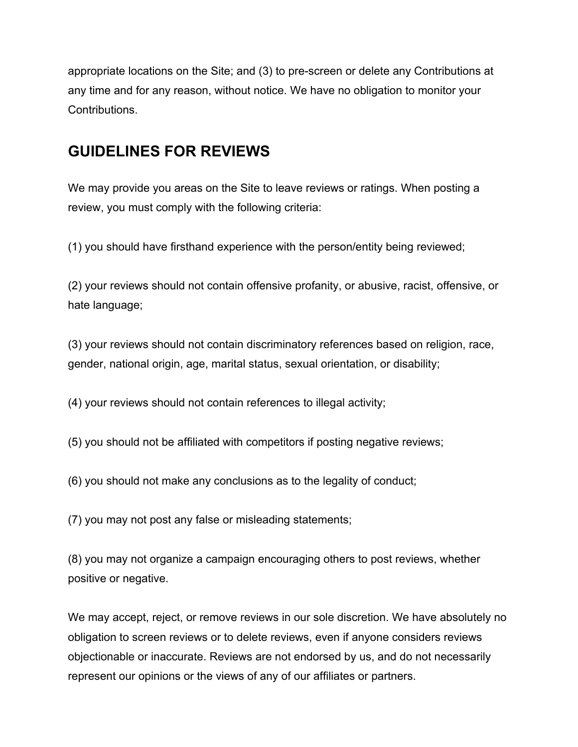appropriate locations on the Site; and (3) to pre-screen or delete any Contributions at any time and for any reason, without notice. We have no obligation to monitor your Contributions.

## GUIDELINES FOR REVIEWS

We may provide you areas on the Site to leave reviews or ratings. When posting a review, you must comply with the following criteria:

(1) you should have firsthand experience with the person/entity being reviewed;

(2) your reviews should not contain offensive profanity, or abusive, racist, offensive, or hate language;

(3) your reviews should not contain discriminatory references based on religion, race, gender, national origin, age, marital status, sexual orientation, or disability;

(4) your reviews should not contain references to illegal activity;

(5) you should not be affiliated with competitors if posting negative reviews;

(6) you should not make any conclusions as to the legality of conduct;

(7) you may not post any false or misleading statements;

(8) you may not organize a campaign encouraging others to post reviews, whether positive or negative.

We may accept, reject, or remove reviews in our sole discretion. We have absolutely no obligation to screen reviews or to delete reviews, even if anyone considers reviews objectionable or inaccurate. Reviews are not endorsed by us, and do not necessarily represent our opinions or the views of any of our affiliates or partners.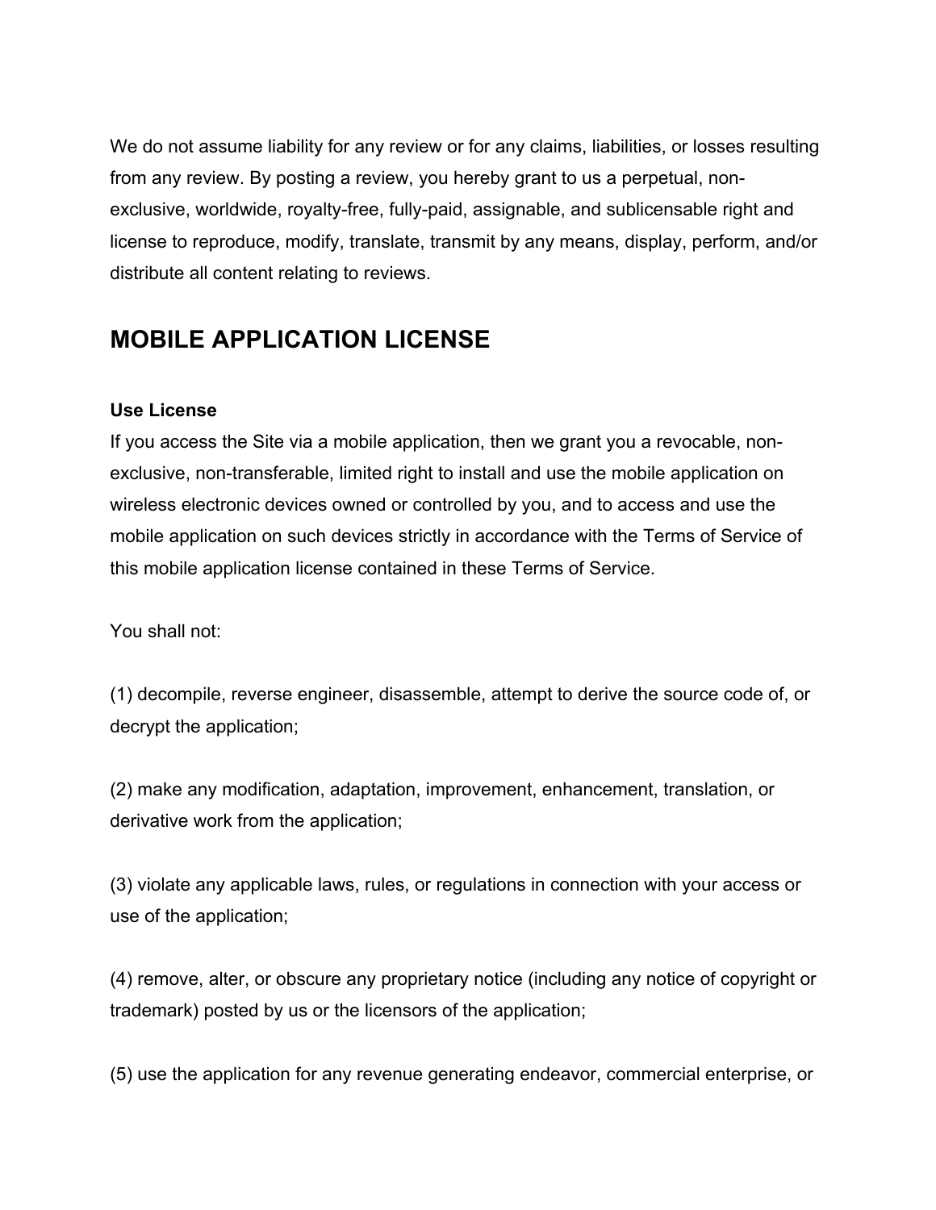We do not assume liability for any review or for any claims, liabilities, or losses resulting from any review. By posting a review, you hereby grant to us a perpetual, non-exclusive, worldwide, royalty-free, fully-paid, assignable, and sublicensable right and license to reproduce, modify, translate, transmit by any means, display, perform, and/or distribute all content relating to reviews.

## MOBILE APPLICATION LICENSE

**Use License**

If you access the Site via a mobile application, then we grant you a revocable, non-exclusive, non-transferable, limited right to install and use the mobile application on wireless electronic devices owned or controlled by you, and to access and use the mobile application on such devices strictly in accordance with the Terms of Service of this mobile application license contained in these Terms of Service.

You shall not:

(1) decompile, reverse engineer, disassemble, attempt to derive the source code of, or decrypt the application;

(2) make any modification, adaptation, improvement, enhancement, translation, or derivative work from the application;

(3) violate any applicable laws, rules, or regulations in connection with your access or use of the application;

(4) remove, alter, or obscure any proprietary notice (including any notice of copyright or trademark) posted by us or the licensors of the application;

(5) use the application for any revenue generating endeavor, commercial enterprise, or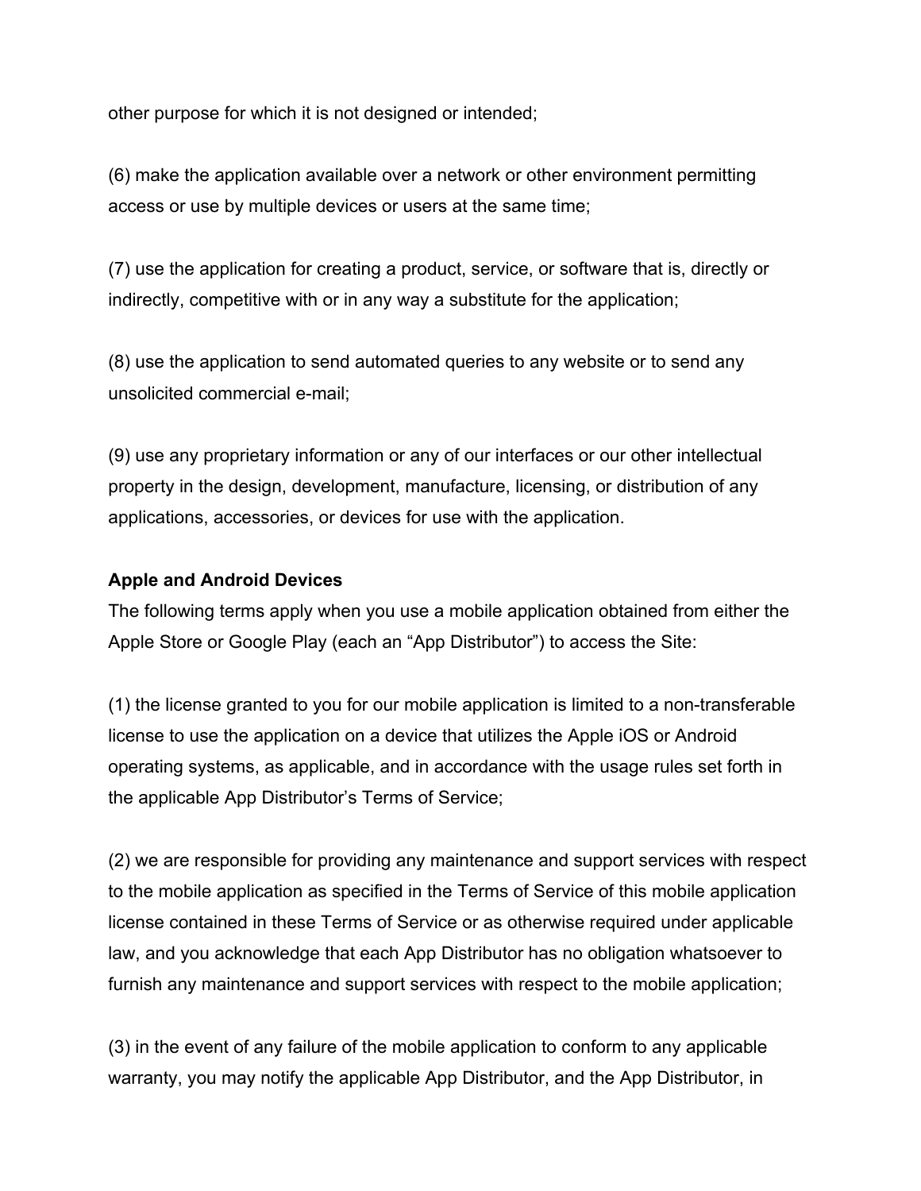other purpose for which it is not designed or intended;

(6) make the application available over a network or other environment permitting access or use by multiple devices or users at the same time;

(7) use the application for creating a product, service, or software that is, directly or indirectly, competitive with or in any way a substitute for the application;

(8) use the application to send automated queries to any website or to send any unsolicited commercial e-mail;

(9) use any proprietary information or any of our interfaces or our other intellectual property in the design, development, manufacture, licensing, or distribution of any applications, accessories, or devices for use with the application.

**Apple and Android Devices**

The following terms apply when you use a mobile application obtained from either the Apple Store or Google Play (each an “App Distributor”) to access the Site:

(1) the license granted to you for our mobile application is limited to a non-transferable license to use the application on a device that utilizes the Apple iOS or Android operating systems, as applicable, and in accordance with the usage rules set forth in the applicable App Distributor’s Terms of Service;

(2) we are responsible for providing any maintenance and support services with respect to the mobile application as specified in the Terms of Service of this mobile application license contained in these Terms of Service or as otherwise required under applicable law, and you acknowledge that each App Distributor has no obligation whatsoever to furnish any maintenance and support services with respect to the mobile application;

(3) in the event of any failure of the mobile application to conform to any applicable warranty, you may notify the applicable App Distributor, and the App Distributor, in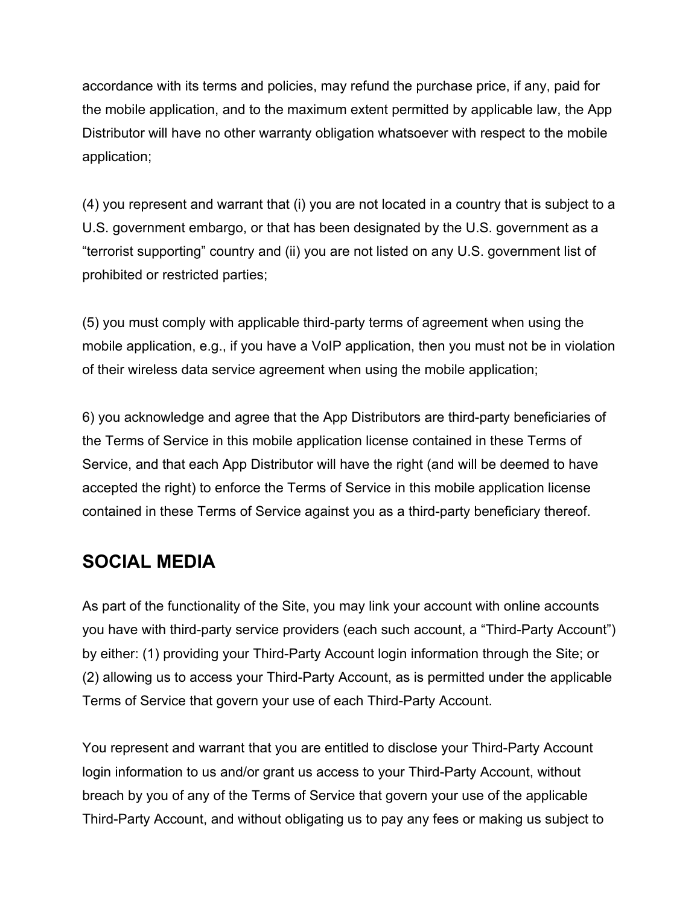accordance with its terms and policies, may refund the purchase price, if any, paid for the mobile application, and to the maximum extent permitted by applicable law, the App Distributor will have no other warranty obligation whatsoever with respect to the mobile application;

(4) you represent and warrant that (i) you are not located in a country that is subject to a U.S. government embargo, or that has been designated by the U.S. government as a "terrorist supporting" country and (ii) you are not listed on any U.S. government list of prohibited or restricted parties;

(5) you must comply with applicable third-party terms of agreement when using the mobile application, e.g., if you have a VoIP application, then you must not be in violation of their wireless data service agreement when using the mobile application;

6) you acknowledge and agree that the App Distributors are third-party beneficiaries of the Terms of Service in this mobile application license contained in these Terms of Service, and that each App Distributor will have the right (and will be deemed to have accepted the right) to enforce the Terms of Service in this mobile application license contained in these Terms of Service against you as a third-party beneficiary thereof.

## SOCIAL MEDIA

As part of the functionality of the Site, you may link your account with online accounts you have with third-party service providers (each such account, a "Third-Party Account") by either: (1) providing your Third-Party Account login information through the Site; or (2) allowing us to access your Third-Party Account, as is permitted under the applicable Terms of Service that govern your use of each Third-Party Account.

You represent and warrant that you are entitled to disclose your Third-Party Account login information to us and/or grant us access to your Third-Party Account, without breach by you of any of the Terms of Service that govern your use of the applicable Third-Party Account, and without obligating us to pay any fees or making us subject to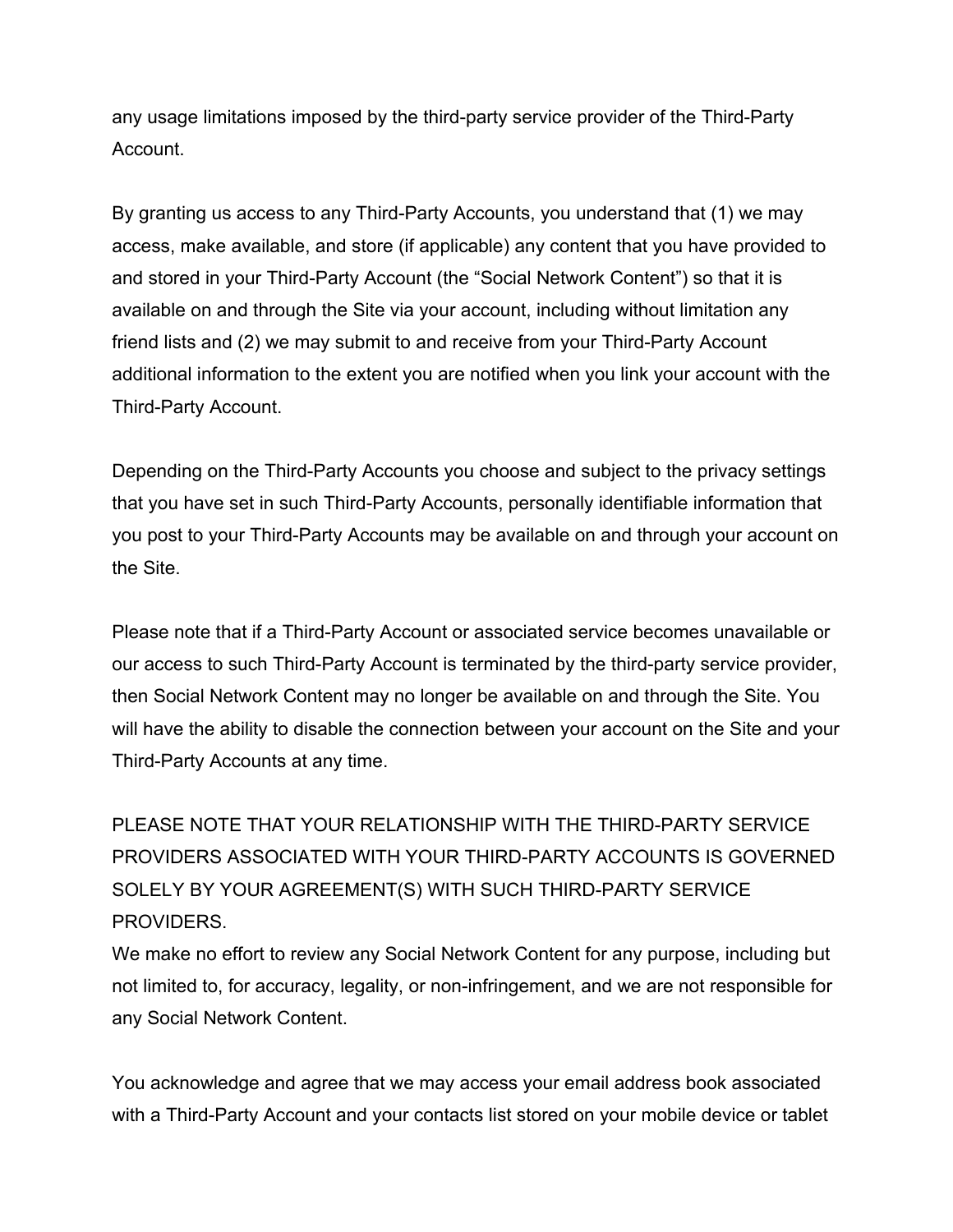any usage limitations imposed by the third-party service provider of the Third-Party Account.

By granting us access to any Third-Party Accounts, you understand that (1) we may access, make available, and store (if applicable) any content that you have provided to and stored in your Third-Party Account (the "Social Network Content") so that it is available on and through the Site via your account, including without limitation any friend lists and (2) we may submit to and receive from your Third-Party Account additional information to the extent you are notified when you link your account with the Third-Party Account.

Depending on the Third-Party Accounts you choose and subject to the privacy settings that you have set in such Third-Party Accounts, personally identifiable information that you post to your Third-Party Accounts may be available on and through your account on the Site.

Please note that if a Third-Party Account or associated service becomes unavailable or our access to such Third-Party Account is terminated by the third-party service provider, then Social Network Content may no longer be available on and through the Site. You will have the ability to disable the connection between your account on the Site and your Third-Party Accounts at any time.

PLEASE NOTE THAT YOUR RELATIONSHIP WITH THE THIRD-PARTY SERVICE PROVIDERS ASSOCIATED WITH YOUR THIRD-PARTY ACCOUNTS IS GOVERNED SOLELY BY YOUR AGREEMENT(S) WITH SUCH THIRD-PARTY SERVICE PROVIDERS.
We make no effort to review any Social Network Content for any purpose, including but not limited to, for accuracy, legality, or non-infringement, and we are not responsible for any Social Network Content.

You acknowledge and agree that we may access your email address book associated with a Third-Party Account and your contacts list stored on your mobile device or tablet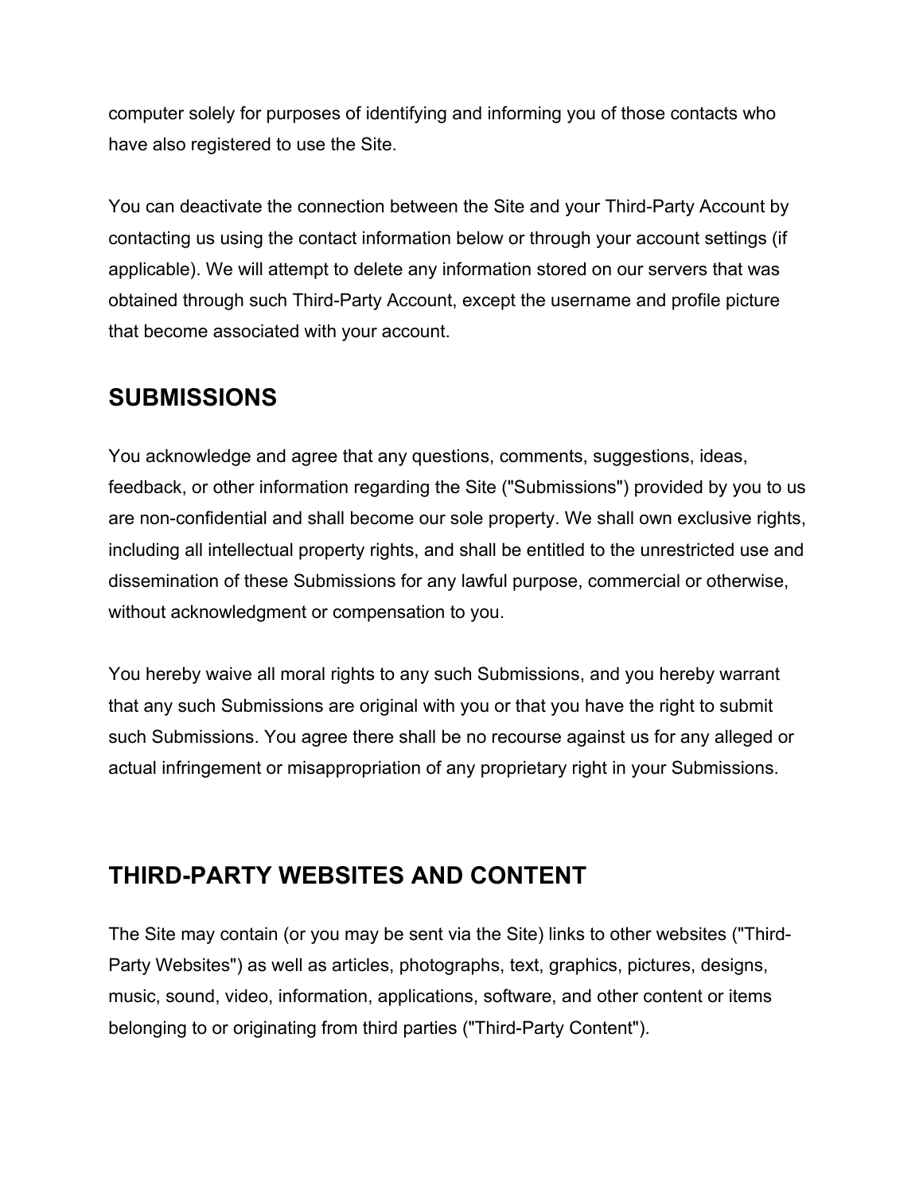computer solely for purposes of identifying and informing you of those contacts who have also registered to use the Site.

You can deactivate the connection between the Site and your Third-Party Account by contacting us using the contact information below or through your account settings (if applicable). We will attempt to delete any information stored on our servers that was obtained through such Third-Party Account, except the username and profile picture that become associated with your account.

## SUBMISSIONS

You acknowledge and agree that any questions, comments, suggestions, ideas, feedback, or other information regarding the Site ("Submissions") provided by you to us are non-confidential and shall become our sole property. We shall own exclusive rights, including all intellectual property rights, and shall be entitled to the unrestricted use and dissemination of these Submissions for any lawful purpose, commercial or otherwise, without acknowledgment or compensation to you.

You hereby waive all moral rights to any such Submissions, and you hereby warrant that any such Submissions are original with you or that you have the right to submit such Submissions. You agree there shall be no recourse against us for any alleged or actual infringement or misappropriation of any proprietary right in your Submissions.

## THIRD-PARTY WEBSITES AND CONTENT

The Site may contain (or you may be sent via the Site) links to other websites ("Third-Party Websites") as well as articles, photographs, text, graphics, pictures, designs, music, sound, video, information, applications, software, and other content or items belonging to or originating from third parties ("Third-Party Content").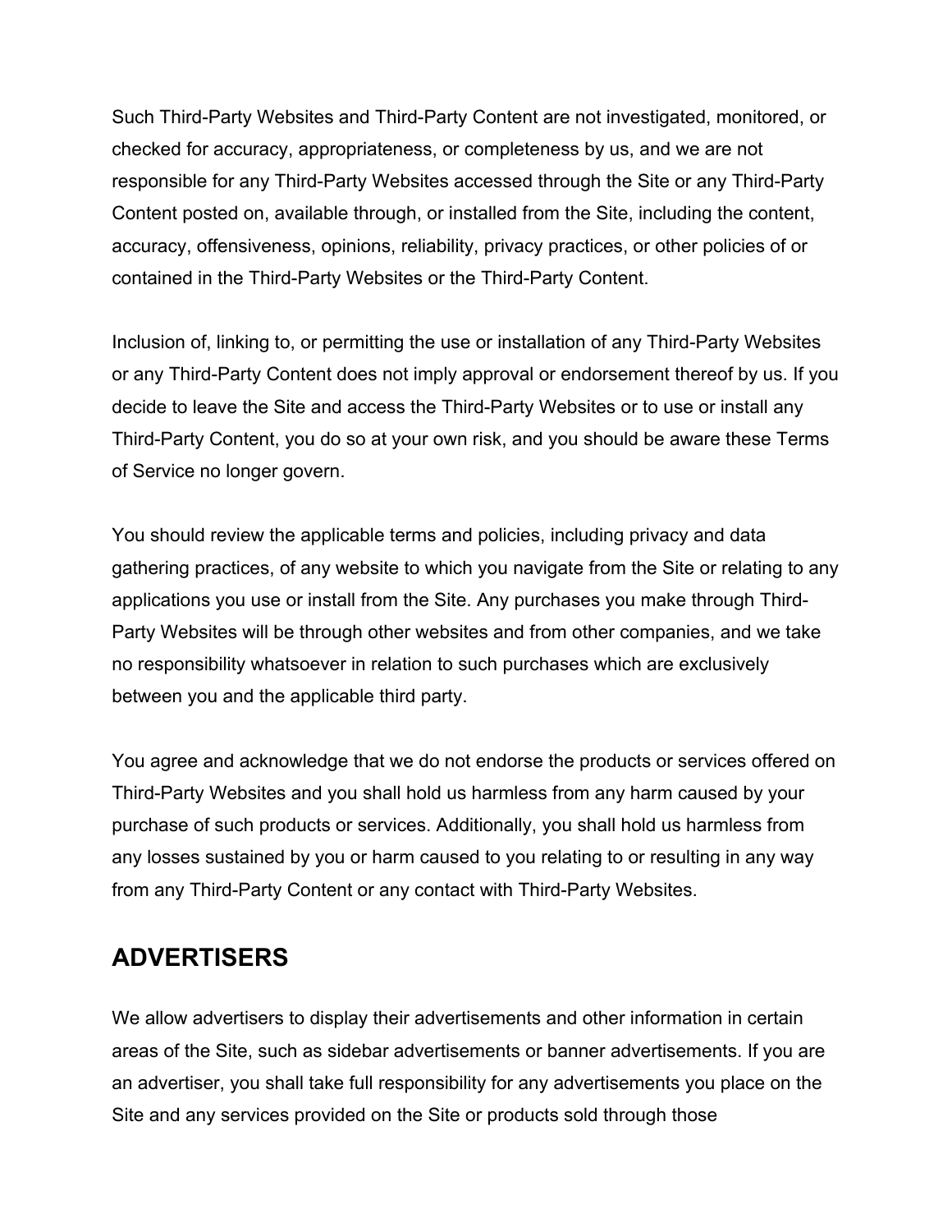Such Third-Party Websites and Third-Party Content are not investigated, monitored, or checked for accuracy, appropriateness, or completeness by us, and we are not responsible for any Third-Party Websites accessed through the Site or any Third-Party Content posted on, available through, or installed from the Site, including the content, accuracy, offensiveness, opinions, reliability, privacy practices, or other policies of or contained in the Third-Party Websites or the Third-Party Content.

Inclusion of, linking to, or permitting the use or installation of any Third-Party Websites or any Third-Party Content does not imply approval or endorsement thereof by us. If you decide to leave the Site and access the Third-Party Websites or to use or install any Third-Party Content, you do so at your own risk, and you should be aware these Terms of Service no longer govern.

You should review the applicable terms and policies, including privacy and data gathering practices, of any website to which you navigate from the Site or relating to any applications you use or install from the Site. Any purchases you make through Third-Party Websites will be through other websites and from other companies, and we take no responsibility whatsoever in relation to such purchases which are exclusively between you and the applicable third party.

You agree and acknowledge that we do not endorse the products or services offered on Third-Party Websites and you shall hold us harmless from any harm caused by your purchase of such products or services. Additionally, you shall hold us harmless from any losses sustained by you or harm caused to you relating to or resulting in any way from any Third-Party Content or any contact with Third-Party Websites.

## ADVERTISERS

We allow advertisers to display their advertisements and other information in certain areas of the Site, such as sidebar advertisements or banner advertisements. If you are an advertiser, you shall take full responsibility for any advertisements you place on the Site and any services provided on the Site or products sold through those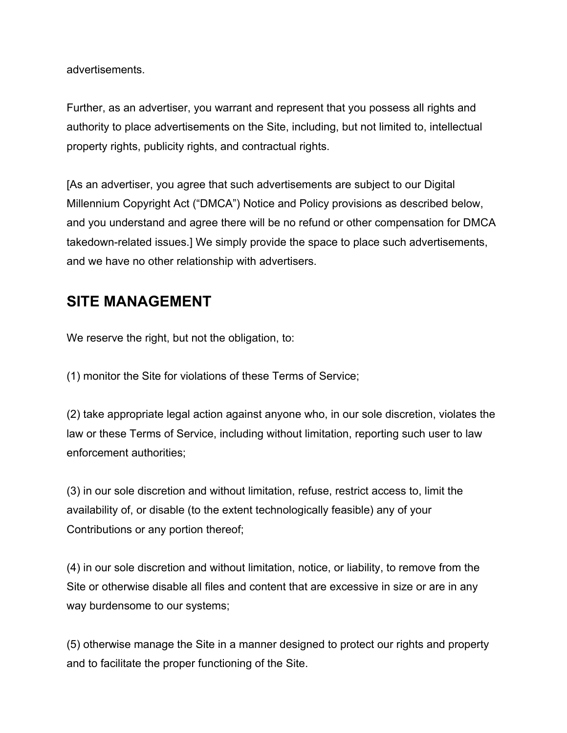advertisements.

Further, as an advertiser, you warrant and represent that you possess all rights and authority to place advertisements on the Site, including, but not limited to, intellectual property rights, publicity rights, and contractual rights.

[As an advertiser, you agree that such advertisements are subject to our Digital Millennium Copyright Act ("DMCA") Notice and Policy provisions as described below, and you understand and agree there will be no refund or other compensation for DMCA takedown-related issues.] We simply provide the space to place such advertisements, and we have no other relationship with advertisers.

## SITE MANAGEMENT

We reserve the right, but not the obligation, to:

(1) monitor the Site for violations of these Terms of Service;

(2) take appropriate legal action against anyone who, in our sole discretion, violates the law or these Terms of Service, including without limitation, reporting such user to law enforcement authorities;

(3) in our sole discretion and without limitation, refuse, restrict access to, limit the availability of, or disable (to the extent technologically feasible) any of your Contributions or any portion thereof;

(4) in our sole discretion and without limitation, notice, or liability, to remove from the Site or otherwise disable all files and content that are excessive in size or are in any way burdensome to our systems;

(5) otherwise manage the Site in a manner designed to protect our rights and property and to facilitate the proper functioning of the Site.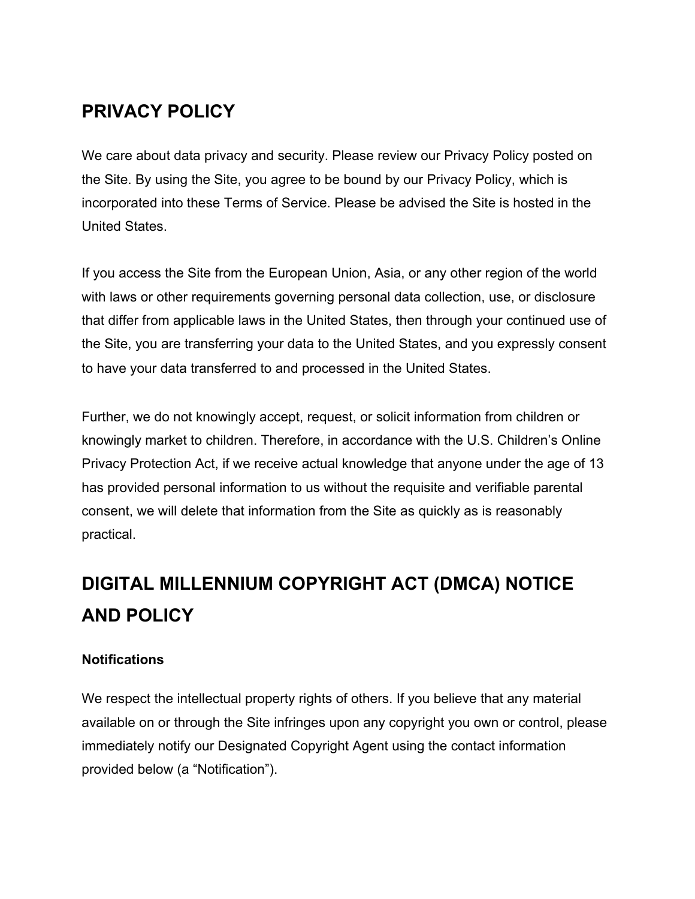## PRIVACY POLICY

We care about data privacy and security. Please review our Privacy Policy posted on the Site. By using the Site, you agree to be bound by our Privacy Policy, which is incorporated into these Terms of Service. Please be advised the Site is hosted in the United States.

If you access the Site from the European Union, Asia, or any other region of the world with laws or other requirements governing personal data collection, use, or disclosure that differ from applicable laws in the United States, then through your continued use of the Site, you are transferring your data to the United States, and you expressly consent to have your data transferred to and processed in the United States.

Further, we do not knowingly accept, request, or solicit information from children or knowingly market to children. Therefore, in accordance with the U.S. Children's Online Privacy Protection Act, if we receive actual knowledge that anyone under the age of 13 has provided personal information to us without the requisite and verifiable parental consent, we will delete that information from the Site as quickly as is reasonably practical.

## DIGITAL MILLENNIUM COPYRIGHT ACT (DMCA) NOTICE AND POLICY

**Notifications**

We respect the intellectual property rights of others. If you believe that any material available on or through the Site infringes upon any copyright you own or control, please immediately notify our Designated Copyright Agent using the contact information provided below (a "Notification").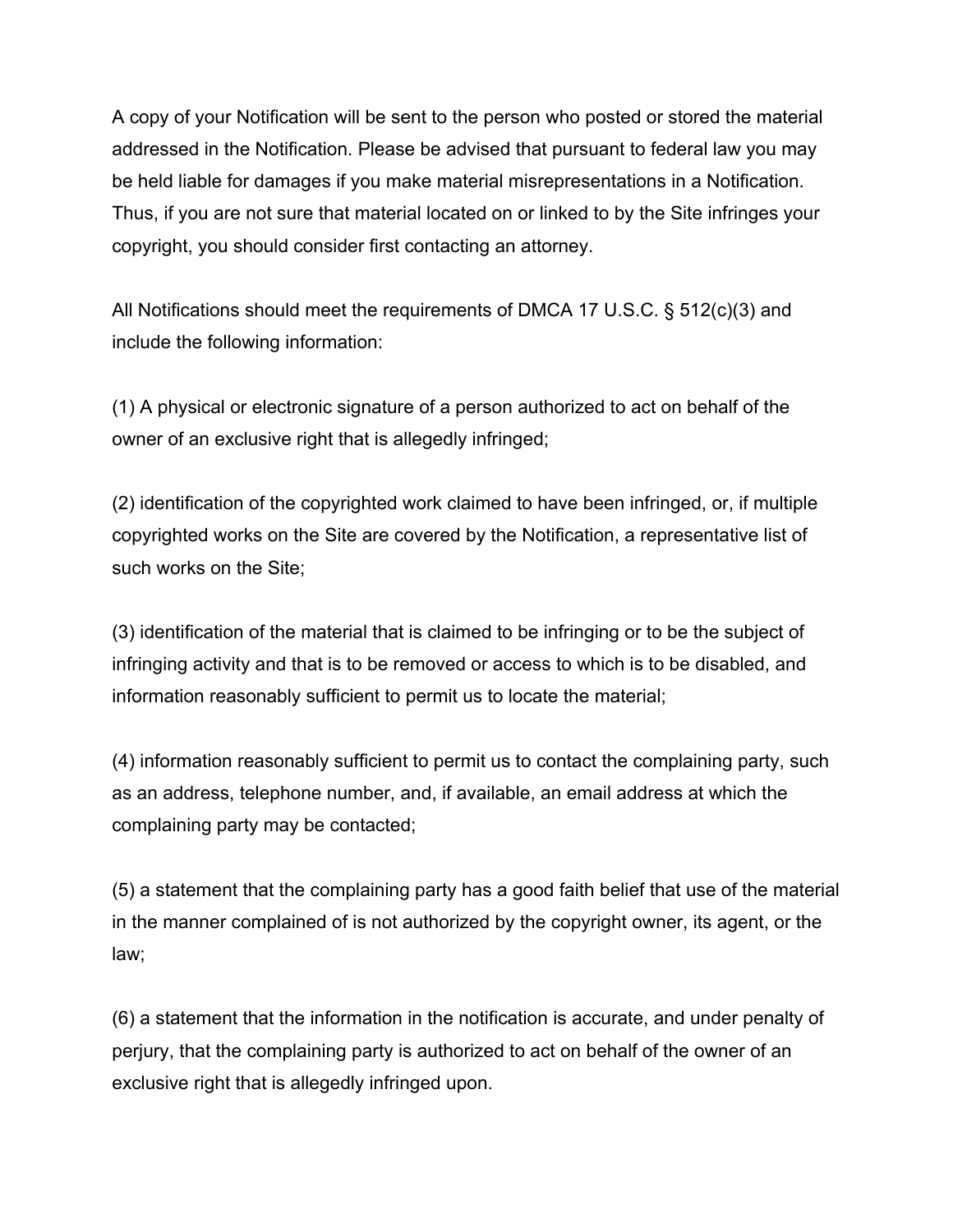A copy of your Notification will be sent to the person who posted or stored the material addressed in the Notification. Please be advised that pursuant to federal law you may be held liable for damages if you make material misrepresentations in a Notification. Thus, if you are not sure that material located on or linked to by the Site infringes your copyright, you should consider first contacting an attorney.

All Notifications should meet the requirements of DMCA 17 U.S.C. § 512(c)(3) and include the following information:

(1) A physical or electronic signature of a person authorized to act on behalf of the owner of an exclusive right that is allegedly infringed;

(2) identification of the copyrighted work claimed to have been infringed, or, if multiple copyrighted works on the Site are covered by the Notification, a representative list of such works on the Site;

(3) identification of the material that is claimed to be infringing or to be the subject of infringing activity and that is to be removed or access to which is to be disabled, and information reasonably sufficient to permit us to locate the material;

(4) information reasonably sufficient to permit us to contact the complaining party, such as an address, telephone number, and, if available, an email address at which the complaining party may be contacted;

(5) a statement that the complaining party has a good faith belief that use of the material in the manner complained of is not authorized by the copyright owner, its agent, or the law;

(6) a statement that the information in the notification is accurate, and under penalty of perjury, that the complaining party is authorized to act on behalf of the owner of an exclusive right that is allegedly infringed upon.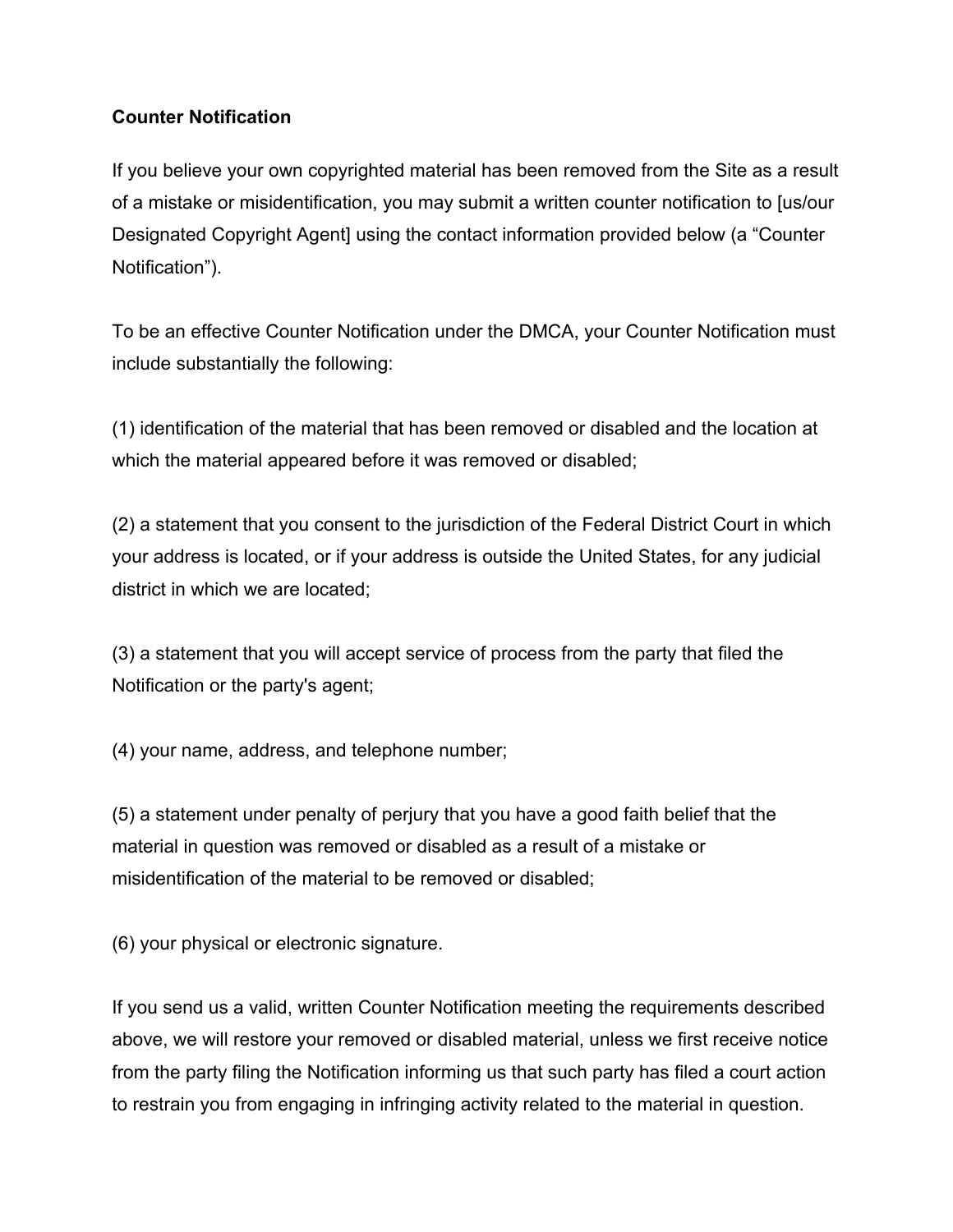**Counter Notification**

If you believe your own copyrighted material has been removed from the Site as a result of a mistake or misidentification, you may submit a written counter notification to [us/our Designated Copyright Agent] using the contact information provided below (a "Counter Notification").

To be an effective Counter Notification under the DMCA, your Counter Notification must include substantially the following:

(1) identification of the material that has been removed or disabled and the location at which the material appeared before it was removed or disabled;

(2) a statement that you consent to the jurisdiction of the Federal District Court in which your address is located, or if your address is outside the United States, for any judicial district in which we are located;

(3) a statement that you will accept service of process from the party that filed the Notification or the party's agent;

(4) your name, address, and telephone number;

(5) a statement under penalty of perjury that you have a good faith belief that the material in question was removed or disabled as a result of a mistake or misidentification of the material to be removed or disabled;

(6) your physical or electronic signature.

If you send us a valid, written Counter Notification meeting the requirements described above, we will restore your removed or disabled material, unless we first receive notice from the party filing the Notification informing us that such party has filed a court action to restrain you from engaging in infringing activity related to the material in question.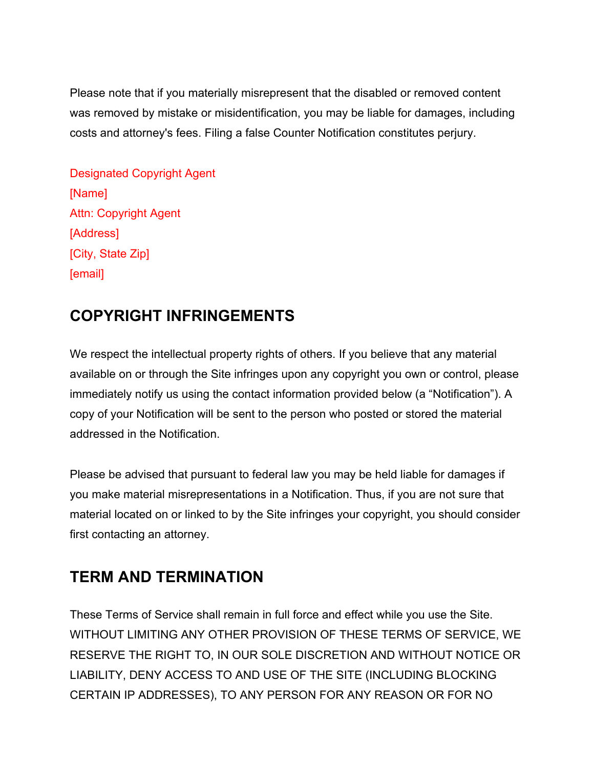Please note that if you materially misrepresent that the disabled or removed content was removed by mistake or misidentification, you may be liable for damages, including costs and attorney's fees. Filing a false Counter Notification constitutes perjury.

Designated Copyright Agent
[Name]
Attn: Copyright Agent
[Address]
[City, State Zip]
[email]

## COPYRIGHT INFRINGEMENTS

We respect the intellectual property rights of others. If you believe that any material available on or through the Site infringes upon any copyright you own or control, please immediately notify us using the contact information provided below (a “Notification”). A copy of your Notification will be sent to the person who posted or stored the material addressed in the Notification.

Please be advised that pursuant to federal law you may be held liable for damages if you make material misrepresentations in a Notification. Thus, if you are not sure that material located on or linked to by the Site infringes your copyright, you should consider first contacting an attorney.

## TERM AND TERMINATION

These Terms of Service shall remain in full force and effect while you use the Site. WITHOUT LIMITING ANY OTHER PROVISION OF THESE TERMS OF SERVICE, WE RESERVE THE RIGHT TO, IN OUR SOLE DISCRETION AND WITHOUT NOTICE OR LIABILITY, DENY ACCESS TO AND USE OF THE SITE (INCLUDING BLOCKING CERTAIN IP ADDRESSES), TO ANY PERSON FOR ANY REASON OR FOR NO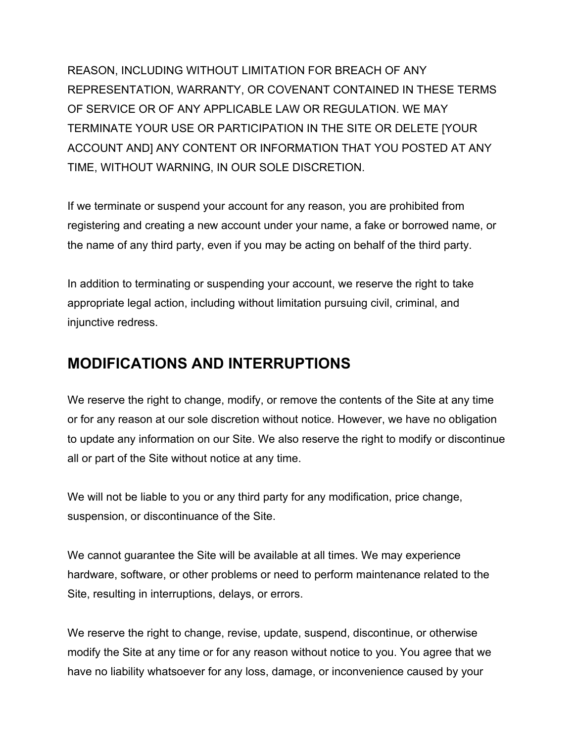REASON, INCLUDING WITHOUT LIMITATION FOR BREACH OF ANY REPRESENTATION, WARRANTY, OR COVENANT CONTAINED IN THESE TERMS OF SERVICE OR OF ANY APPLICABLE LAW OR REGULATION. WE MAY TERMINATE YOUR USE OR PARTICIPATION IN THE SITE OR DELETE [YOUR ACCOUNT AND] ANY CONTENT OR INFORMATION THAT YOU POSTED AT ANY TIME, WITHOUT WARNING, IN OUR SOLE DISCRETION.

If we terminate or suspend your account for any reason, you are prohibited from registering and creating a new account under your name, a fake or borrowed name, or the name of any third party, even if you may be acting on behalf of the third party.

In addition to terminating or suspending your account, we reserve the right to take appropriate legal action, including without limitation pursuing civil, criminal, and injunctive redress.

## MODIFICATIONS AND INTERRUPTIONS

We reserve the right to change, modify, or remove the contents of the Site at any time or for any reason at our sole discretion without notice. However, we have no obligation to update any information on our Site. We also reserve the right to modify or discontinue all or part of the Site without notice at any time.

We will not be liable to you or any third party for any modification, price change, suspension, or discontinuance of the Site.

We cannot guarantee the Site will be available at all times. We may experience hardware, software, or other problems or need to perform maintenance related to the Site, resulting in interruptions, delays, or errors.

We reserve the right to change, revise, update, suspend, discontinue, or otherwise modify the Site at any time or for any reason without notice to you. You agree that we have no liability whatsoever for any loss, damage, or inconvenience caused by your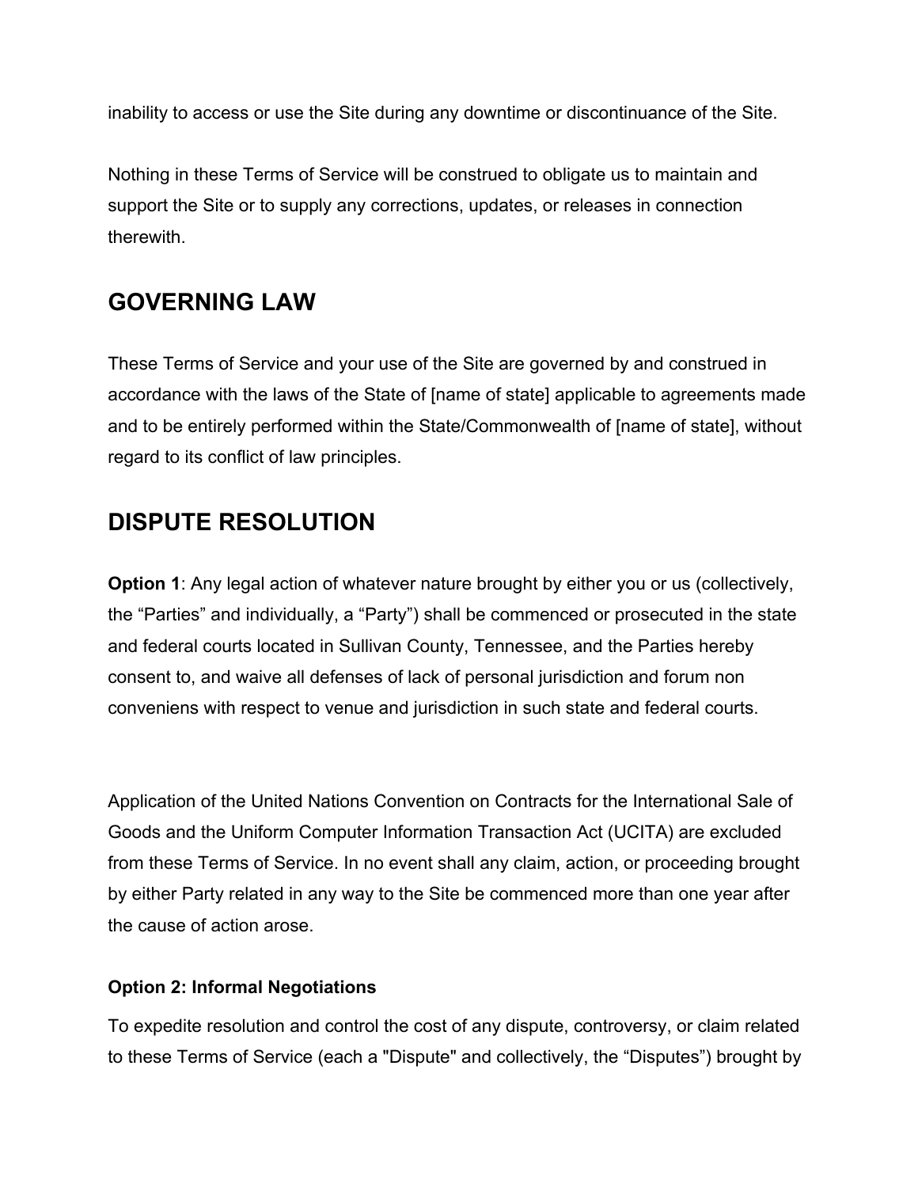inability to access or use the Site during any downtime or discontinuance of the Site.

Nothing in these Terms of Service will be construed to obligate us to maintain and support the Site or to supply any corrections, updates, or releases in connection therewith.

## GOVERNING LAW

These Terms of Service and your use of the Site are governed by and construed in accordance with the laws of the State of [name of state] applicable to agreements made and to be entirely performed within the State/Commonwealth of [name of state], without regard to its conflict of law principles.

## DISPUTE RESOLUTION

**Option 1**: Any legal action of whatever nature brought by either you or us (collectively, the “Parties” and individually, a “Party”) shall be commenced or prosecuted in the state and federal courts located in Sullivan County, Tennessee, and the Parties hereby consent to, and waive all defenses of lack of personal jurisdiction and forum non conveniens with respect to venue and jurisdiction in such state and federal courts.

Application of the United Nations Convention on Contracts for the International Sale of Goods and the Uniform Computer Information Transaction Act (UCITA) are excluded from these Terms of Service. In no event shall any claim, action, or proceeding brought by either Party related in any way to the Site be commenced more than one year after the cause of action arose.

**Option 2: Informal Negotiations**

To expedite resolution and control the cost of any dispute, controversy, or claim related to these Terms of Service (each a "Dispute" and collectively, the “Disputes”) brought by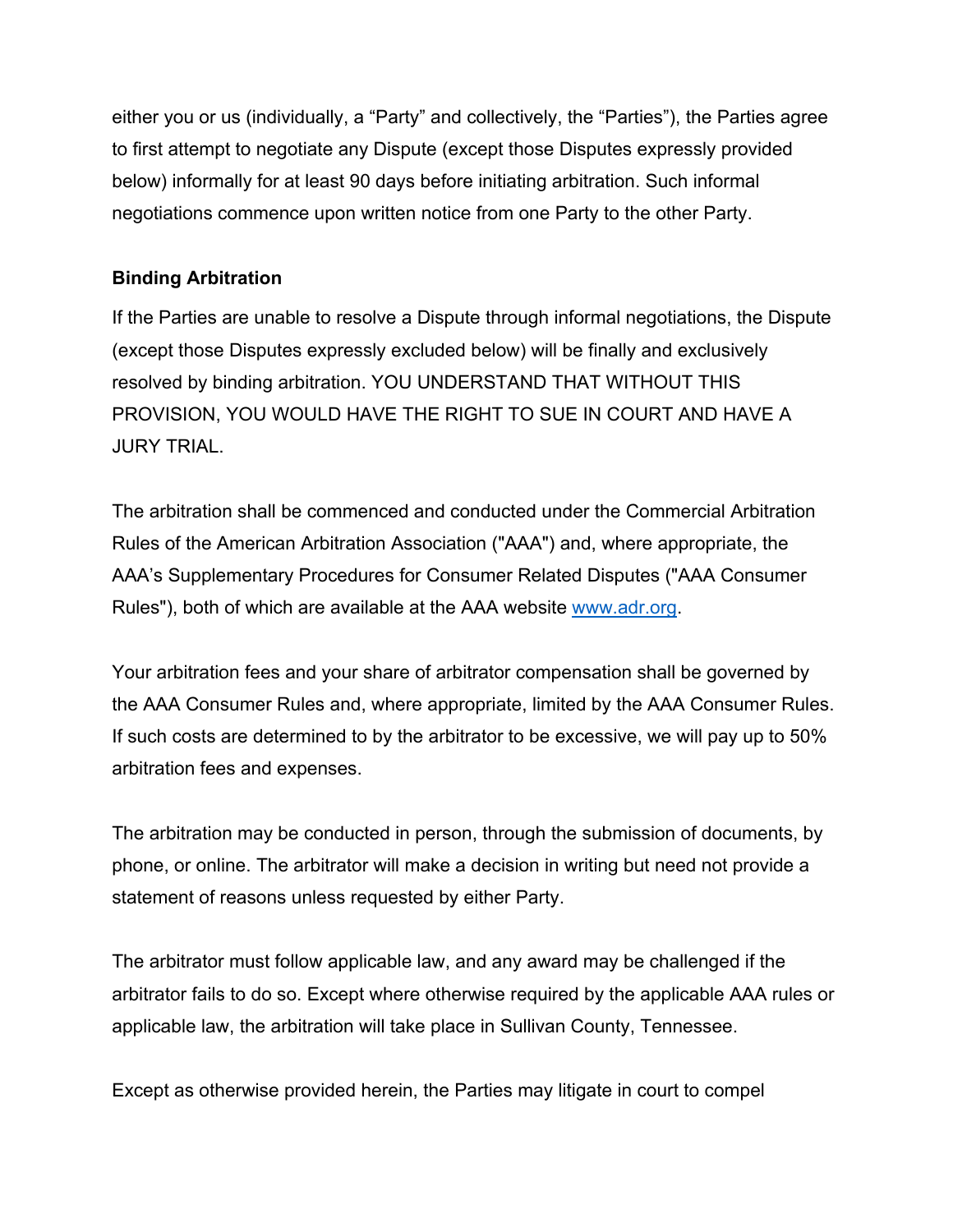either you or us (individually, a “Party” and collectively, the “Parties”), the Parties agree to first attempt to negotiate any Dispute (except those Disputes expressly provided below) informally for at least 90 days before initiating arbitration. Such informal negotiations commence upon written notice from one Party to the other Party.

**Binding Arbitration**

If the Parties are unable to resolve a Dispute through informal negotiations, the Dispute (except those Disputes expressly excluded below) will be finally and exclusively resolved by binding arbitration. YOU UNDERSTAND THAT WITHOUT THIS PROVISION, YOU WOULD HAVE THE RIGHT TO SUE IN COURT AND HAVE A JURY TRIAL.

The arbitration shall be commenced and conducted under the Commercial Arbitration Rules of the American Arbitration Association ("AAA") and, where appropriate, the AAA’s Supplementary Procedures for Consumer Related Disputes ("AAA Consumer Rules"), both of which are available at the AAA website [www.adr.org](http://www.adr.org).

Your arbitration fees and your share of arbitrator compensation shall be governed by the AAA Consumer Rules and, where appropriate, limited by the AAA Consumer Rules. If such costs are determined to by the arbitrator to be excessive, we will pay up to 50% arbitration fees and expenses.

The arbitration may be conducted in person, through the submission of documents, by phone, or online. The arbitrator will make a decision in writing but need not provide a statement of reasons unless requested by either Party.

The arbitrator must follow applicable law, and any award may be challenged if the arbitrator fails to do so. Except where otherwise required by the applicable AAA rules or applicable law, the arbitration will take place in Sullivan County, Tennessee.

Except as otherwise provided herein, the Parties may litigate in court to compel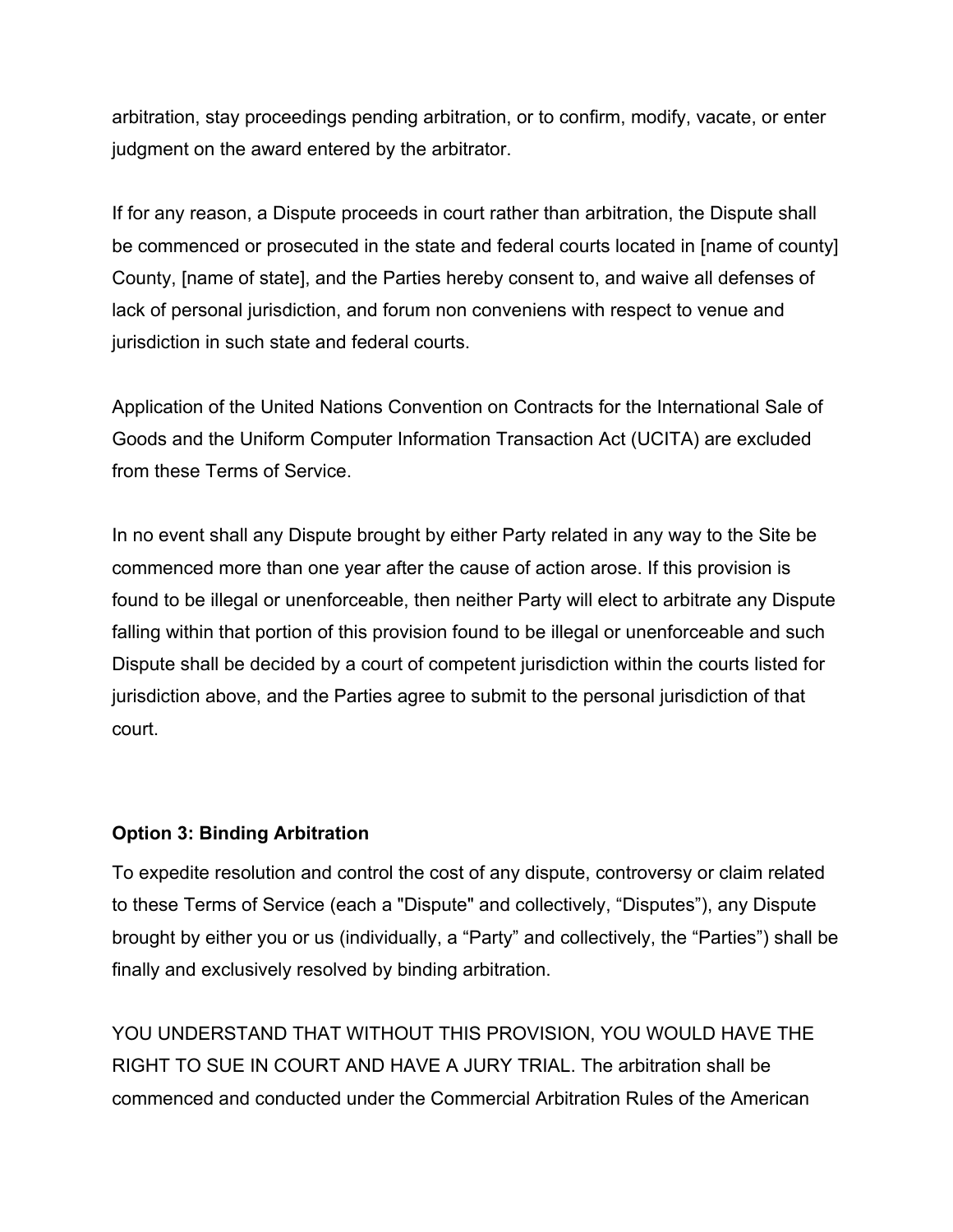arbitration, stay proceedings pending arbitration, or to confirm, modify, vacate, or enter judgment on the award entered by the arbitrator.

If for any reason, a Dispute proceeds in court rather than arbitration, the Dispute shall be commenced or prosecuted in the state and federal courts located in [name of county] County, [name of state], and the Parties hereby consent to, and waive all defenses of lack of personal jurisdiction, and forum non conveniens with respect to venue and jurisdiction in such state and federal courts.

Application of the United Nations Convention on Contracts for the International Sale of Goods and the Uniform Computer Information Transaction Act (UCITA) are excluded from these Terms of Service.

In no event shall any Dispute brought by either Party related in any way to the Site be commenced more than one year after the cause of action arose. If this provision is found to be illegal or unenforceable, then neither Party will elect to arbitrate any Dispute falling within that portion of this provision found to be illegal or unenforceable and such Dispute shall be decided by a court of competent jurisdiction within the courts listed for jurisdiction above, and the Parties agree to submit to the personal jurisdiction of that court.

**Option 3: Binding Arbitration**

To expedite resolution and control the cost of any dispute, controversy or claim related to these Terms of Service (each a "Dispute" and collectively, “Disputes”), any Dispute brought by either you or us (individually, a “Party” and collectively, the “Parties”) shall be finally and exclusively resolved by binding arbitration.

YOU UNDERSTAND THAT WITHOUT THIS PROVISION, YOU WOULD HAVE THE RIGHT TO SUE IN COURT AND HAVE A JURY TRIAL. The arbitration shall be commenced and conducted under the Commercial Arbitration Rules of the American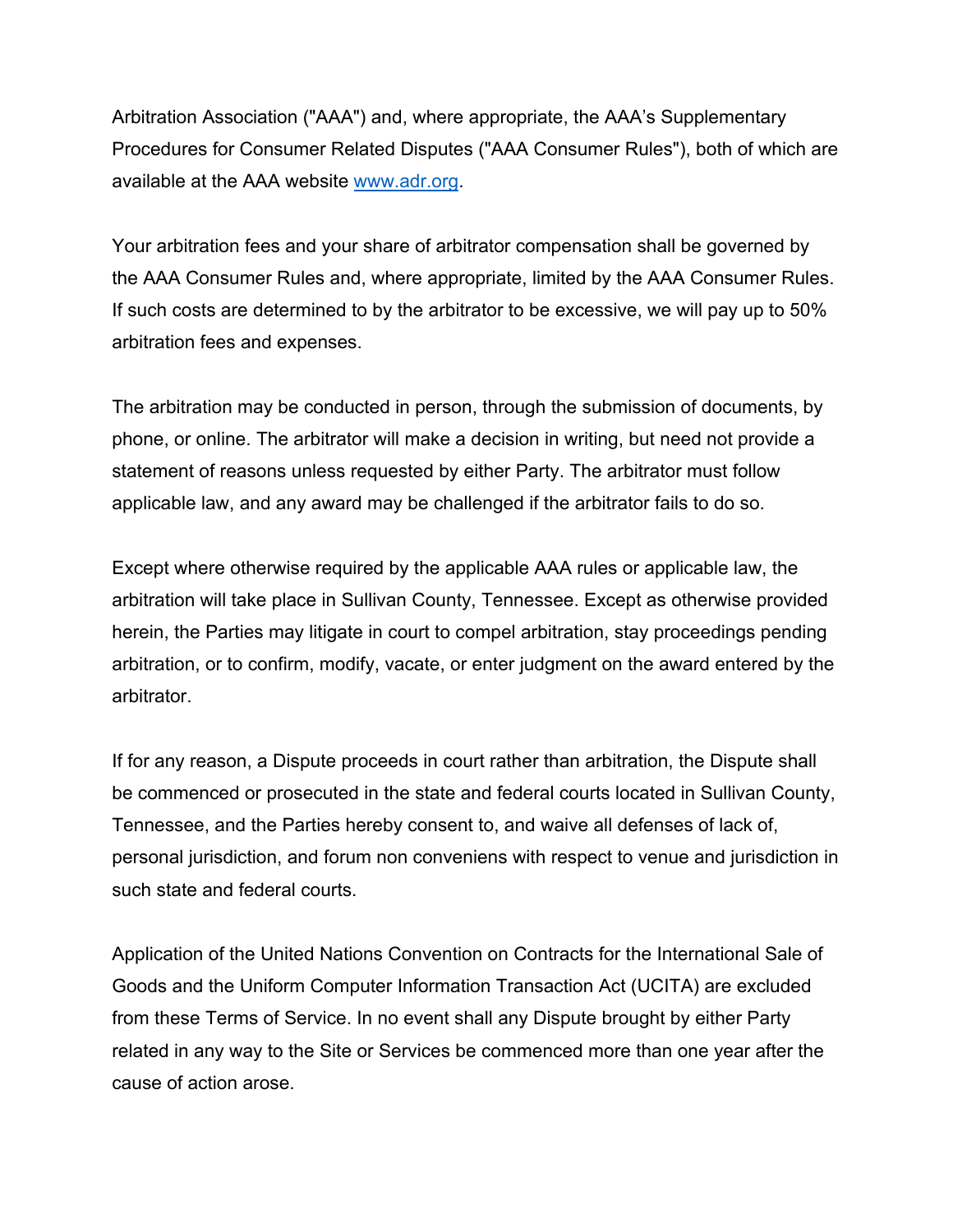Arbitration Association ("AAA") and, where appropriate, the AAA's Supplementary Procedures for Consumer Related Disputes ("AAA Consumer Rules"), both of which are available at the AAA website [www.adr.org](http://www.adr.org).

Your arbitration fees and your share of arbitrator compensation shall be governed by the AAA Consumer Rules and, where appropriate, limited by the AAA Consumer Rules. If such costs are determined to by the arbitrator to be excessive, we will pay up to 50% arbitration fees and expenses.

The arbitration may be conducted in person, through the submission of documents, by phone, or online. The arbitrator will make a decision in writing, but need not provide a statement of reasons unless requested by either Party. The arbitrator must follow applicable law, and any award may be challenged if the arbitrator fails to do so.

Except where otherwise required by the applicable AAA rules or applicable law, the arbitration will take place in Sullivan County, Tennessee. Except as otherwise provided herein, the Parties may litigate in court to compel arbitration, stay proceedings pending arbitration, or to confirm, modify, vacate, or enter judgment on the award entered by the arbitrator.

If for any reason, a Dispute proceeds in court rather than arbitration, the Dispute shall be commenced or prosecuted in the state and federal courts located in Sullivan County, Tennessee, and the Parties hereby consent to, and waive all defenses of lack of, personal jurisdiction, and forum non conveniens with respect to venue and jurisdiction in such state and federal courts.

Application of the United Nations Convention on Contracts for the International Sale of Goods and the Uniform Computer Information Transaction Act (UCITA) are excluded from these Terms of Service. In no event shall any Dispute brought by either Party related in any way to the Site or Services be commenced more than one year after the cause of action arose.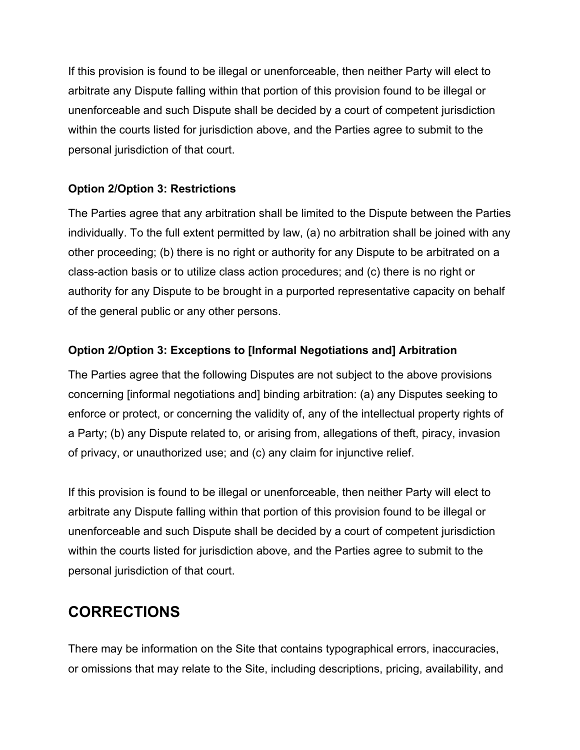If this provision is found to be illegal or unenforceable, then neither Party will elect to arbitrate any Dispute falling within that portion of this provision found to be illegal or unenforceable and such Dispute shall be decided by a court of competent jurisdiction within the courts listed for jurisdiction above, and the Parties agree to submit to the personal jurisdiction of that court.

**Option 2/Option 3: Restrictions**

The Parties agree that any arbitration shall be limited to the Dispute between the Parties individually. To the full extent permitted by law, (a) no arbitration shall be joined with any other proceeding; (b) there is no right or authority for any Dispute to be arbitrated on a class-action basis or to utilize class action procedures; and (c) there is no right or authority for any Dispute to be brought in a purported representative capacity on behalf of the general public or any other persons.

**Option 2/Option 3: Exceptions to [Informal Negotiations and] Arbitration**

The Parties agree that the following Disputes are not subject to the above provisions concerning [informal negotiations and] binding arbitration: (a) any Disputes seeking to enforce or protect, or concerning the validity of, any of the intellectual property rights of a Party; (b) any Dispute related to, or arising from, allegations of theft, piracy, invasion of privacy, or unauthorized use; and (c) any claim for injunctive relief.

If this provision is found to be illegal or unenforceable, then neither Party will elect to arbitrate any Dispute falling within that portion of this provision found to be illegal or unenforceable and such Dispute shall be decided by a court of competent jurisdiction within the courts listed for jurisdiction above, and the Parties agree to submit to the personal jurisdiction of that court.

## CORRECTIONS

There may be information on the Site that contains typographical errors, inaccuracies, or omissions that may relate to the Site, including descriptions, pricing, availability, and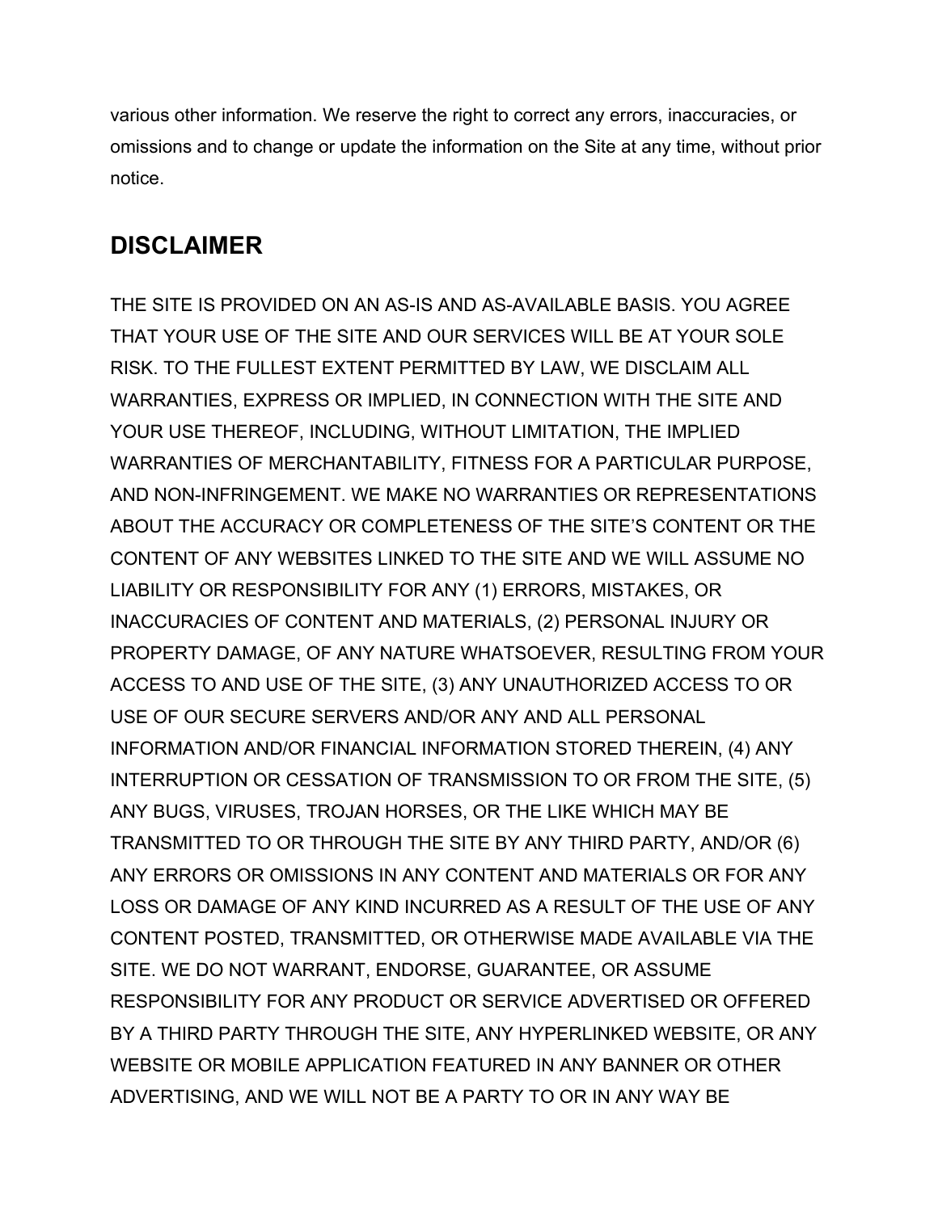various other information. We reserve the right to correct any errors, inaccuracies, or omissions and to change or update the information on the Site at any time, without prior notice.

## DISCLAIMER

THE SITE IS PROVIDED ON AN AS-IS AND AS-AVAILABLE BASIS. YOU AGREE THAT YOUR USE OF THE SITE AND OUR SERVICES WILL BE AT YOUR SOLE RISK. TO THE FULLEST EXTENT PERMITTED BY LAW, WE DISCLAIM ALL WARRANTIES, EXPRESS OR IMPLIED, IN CONNECTION WITH THE SITE AND YOUR USE THEREOF, INCLUDING, WITHOUT LIMITATION, THE IMPLIED WARRANTIES OF MERCHANTABILITY, FITNESS FOR A PARTICULAR PURPOSE, AND NON-INFRINGEMENT. WE MAKE NO WARRANTIES OR REPRESENTATIONS ABOUT THE ACCURACY OR COMPLETENESS OF THE SITE'S CONTENT OR THE CONTENT OF ANY WEBSITES LINKED TO THE SITE AND WE WILL ASSUME NO LIABILITY OR RESPONSIBILITY FOR ANY (1) ERRORS, MISTAKES, OR INACCURACIES OF CONTENT AND MATERIALS, (2) PERSONAL INJURY OR PROPERTY DAMAGE, OF ANY NATURE WHATSOEVER, RESULTING FROM YOUR ACCESS TO AND USE OF THE SITE, (3) ANY UNAUTHORIZED ACCESS TO OR USE OF OUR SECURE SERVERS AND/OR ANY AND ALL PERSONAL INFORMATION AND/OR FINANCIAL INFORMATION STORED THEREIN, (4) ANY INTERRUPTION OR CESSATION OF TRANSMISSION TO OR FROM THE SITE, (5) ANY BUGS, VIRUSES, TROJAN HORSES, OR THE LIKE WHICH MAY BE TRANSMITTED TO OR THROUGH THE SITE BY ANY THIRD PARTY, AND/OR (6) ANY ERRORS OR OMISSIONS IN ANY CONTENT AND MATERIALS OR FOR ANY LOSS OR DAMAGE OF ANY KIND INCURRED AS A RESULT OF THE USE OF ANY CONTENT POSTED, TRANSMITTED, OR OTHERWISE MADE AVAILABLE VIA THE SITE. WE DO NOT WARRANT, ENDORSE, GUARANTEE, OR ASSUME RESPONSIBILITY FOR ANY PRODUCT OR SERVICE ADVERTISED OR OFFERED BY A THIRD PARTY THROUGH THE SITE, ANY HYPERLINKED WEBSITE, OR ANY WEBSITE OR MOBILE APPLICATION FEATURED IN ANY BANNER OR OTHER ADVERTISING, AND WE WILL NOT BE A PARTY TO OR IN ANY WAY BE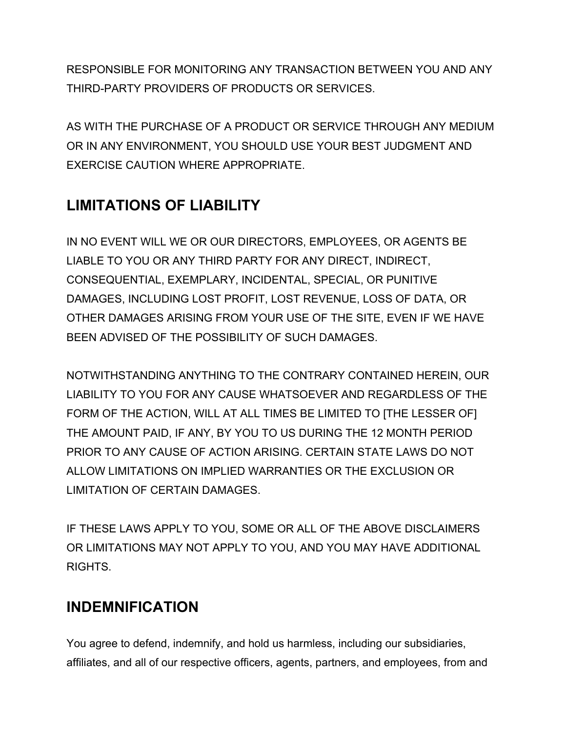RESPONSIBLE FOR MONITORING ANY TRANSACTION BETWEEN YOU AND ANY THIRD-PARTY PROVIDERS OF PRODUCTS OR SERVICES.

AS WITH THE PURCHASE OF A PRODUCT OR SERVICE THROUGH ANY MEDIUM OR IN ANY ENVIRONMENT, YOU SHOULD USE YOUR BEST JUDGMENT AND EXERCISE CAUTION WHERE APPROPRIATE.

## LIMITATIONS OF LIABILITY

IN NO EVENT WILL WE OR OUR DIRECTORS, EMPLOYEES, OR AGENTS BE LIABLE TO YOU OR ANY THIRD PARTY FOR ANY DIRECT, INDIRECT, CONSEQUENTIAL, EXEMPLARY, INCIDENTAL, SPECIAL, OR PUNITIVE DAMAGES, INCLUDING LOST PROFIT, LOST REVENUE, LOSS OF DATA, OR OTHER DAMAGES ARISING FROM YOUR USE OF THE SITE, EVEN IF WE HAVE BEEN ADVISED OF THE POSSIBILITY OF SUCH DAMAGES.

NOTWITHSTANDING ANYTHING TO THE CONTRARY CONTAINED HEREIN, OUR LIABILITY TO YOU FOR ANY CAUSE WHATSOEVER AND REGARDLESS OF THE FORM OF THE ACTION, WILL AT ALL TIMES BE LIMITED TO [THE LESSER OF] THE AMOUNT PAID, IF ANY, BY YOU TO US DURING THE 12 MONTH PERIOD PRIOR TO ANY CAUSE OF ACTION ARISING. CERTAIN STATE LAWS DO NOT ALLOW LIMITATIONS ON IMPLIED WARRANTIES OR THE EXCLUSION OR LIMITATION OF CERTAIN DAMAGES.

IF THESE LAWS APPLY TO YOU, SOME OR ALL OF THE ABOVE DISCLAIMERS OR LIMITATIONS MAY NOT APPLY TO YOU, AND YOU MAY HAVE ADDITIONAL RIGHTS.

## INDEMNIFICATION

You agree to defend, indemnify, and hold us harmless, including our subsidiaries, affiliates, and all of our respective officers, agents, partners, and employees, from and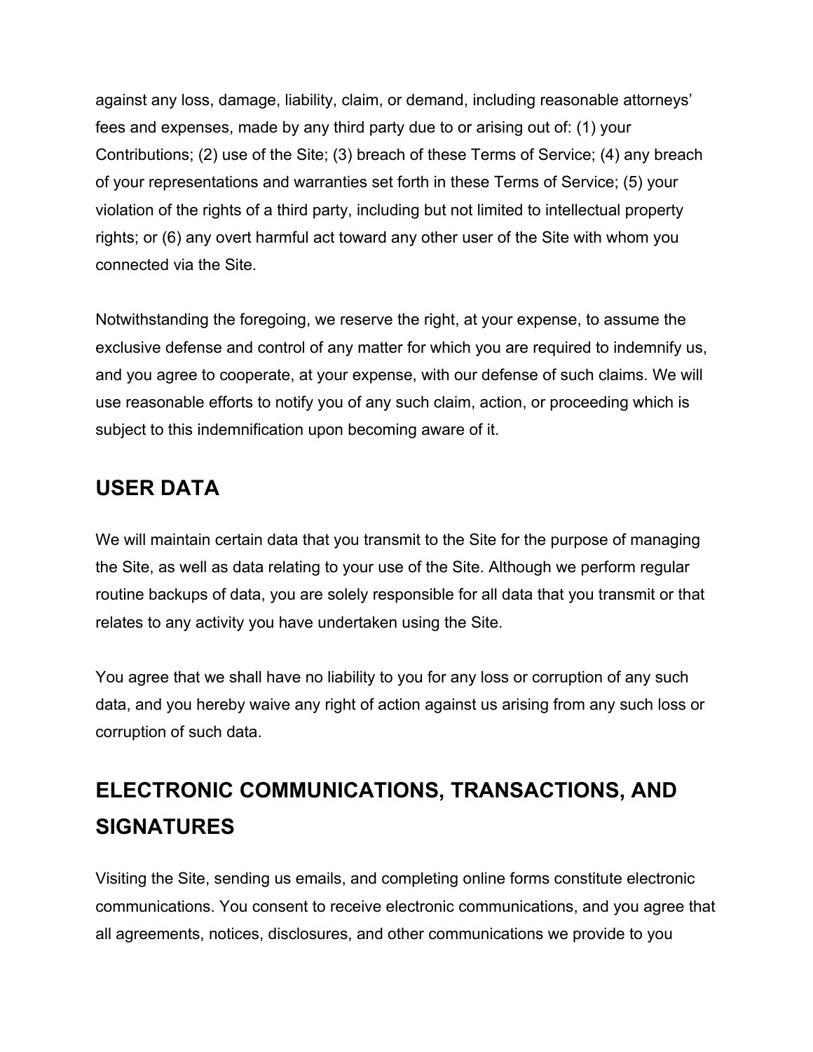against any loss, damage, liability, claim, or demand, including reasonable attorneys' fees and expenses, made by any third party due to or arising out of: (1) your Contributions; (2) use of the Site; (3) breach of these Terms of Service; (4) any breach of your representations and warranties set forth in these Terms of Service; (5) your violation of the rights of a third party, including but not limited to intellectual property rights; or (6) any overt harmful act toward any other user of the Site with whom you connected via the Site.

Notwithstanding the foregoing, we reserve the right, at your expense, to assume the exclusive defense and control of any matter for which you are required to indemnify us, and you agree to cooperate, at your expense, with our defense of such claims. We will use reasonable efforts to notify you of any such claim, action, or proceeding which is subject to this indemnification upon becoming aware of it.

## USER DATA

We will maintain certain data that you transmit to the Site for the purpose of managing the Site, as well as data relating to your use of the Site. Although we perform regular routine backups of data, you are solely responsible for all data that you transmit or that relates to any activity you have undertaken using the Site.

You agree that we shall have no liability to you for any loss or corruption of any such data, and you hereby waive any right of action against us arising from any such loss or corruption of such data.

## ELECTRONIC COMMUNICATIONS, TRANSACTIONS, AND SIGNATURES

Visiting the Site, sending us emails, and completing online forms constitute electronic communications. You consent to receive electronic communications, and you agree that all agreements, notices, disclosures, and other communications we provide to you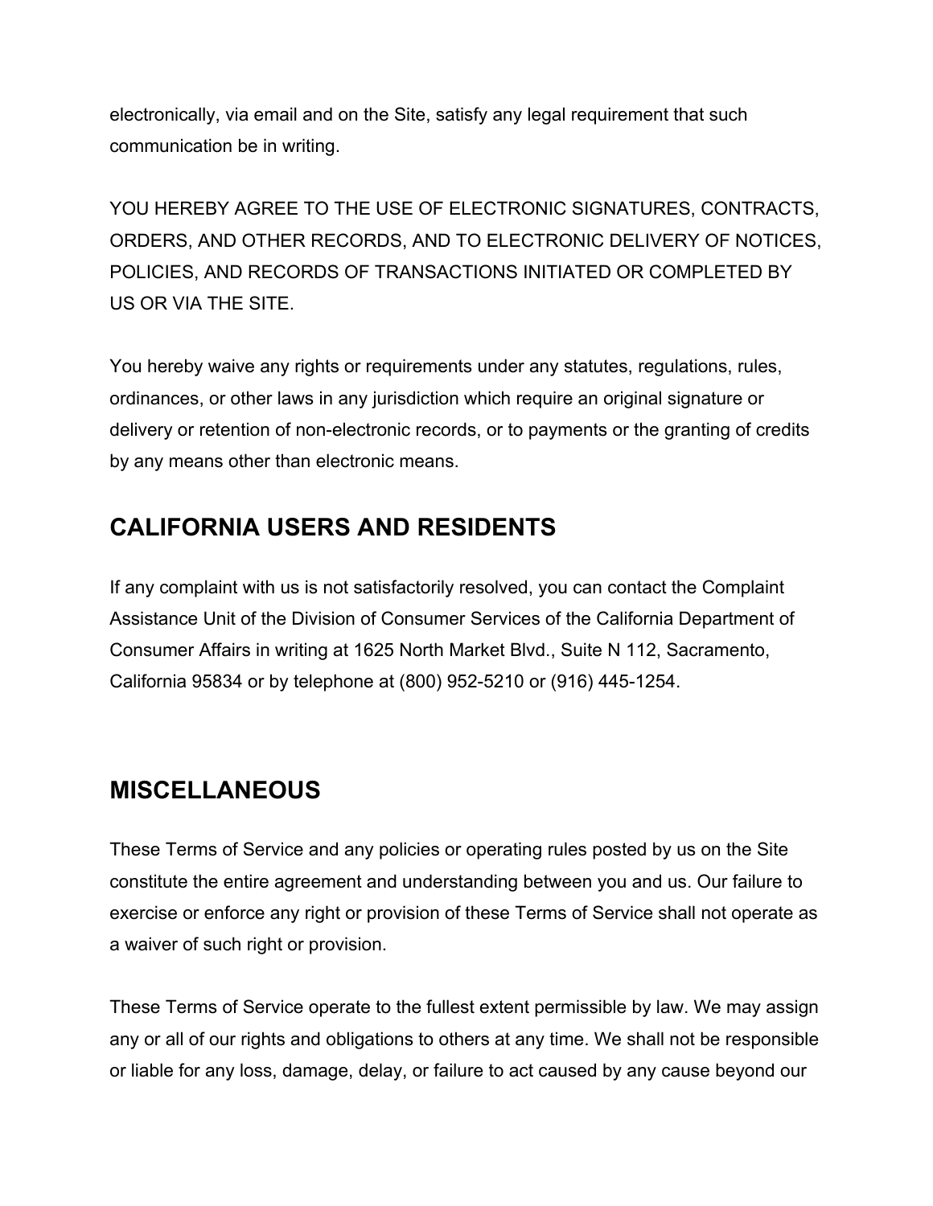electronically, via email and on the Site, satisfy any legal requirement that such communication be in writing.

YOU HEREBY AGREE TO THE USE OF ELECTRONIC SIGNATURES, CONTRACTS, ORDERS, AND OTHER RECORDS, AND TO ELECTRONIC DELIVERY OF NOTICES, POLICIES, AND RECORDS OF TRANSACTIONS INITIATED OR COMPLETED BY US OR VIA THE SITE.

You hereby waive any rights or requirements under any statutes, regulations, rules, ordinances, or other laws in any jurisdiction which require an original signature or delivery or retention of non-electronic records, or to payments or the granting of credits by any means other than electronic means.

## CALIFORNIA USERS AND RESIDENTS

If any complaint with us is not satisfactorily resolved, you can contact the Complaint Assistance Unit of the Division of Consumer Services of the California Department of Consumer Affairs in writing at 1625 North Market Blvd., Suite N 112, Sacramento, California 95834 or by telephone at (800) 952-5210 or (916) 445-1254.

## MISCELLANEOUS

These Terms of Service and any policies or operating rules posted by us on the Site constitute the entire agreement and understanding between you and us. Our failure to exercise or enforce any right or provision of these Terms of Service shall not operate as a waiver of such right or provision.

These Terms of Service operate to the fullest extent permissible by law. We may assign any or all of our rights and obligations to others at any time. We shall not be responsible or liable for any loss, damage, delay, or failure to act caused by any cause beyond our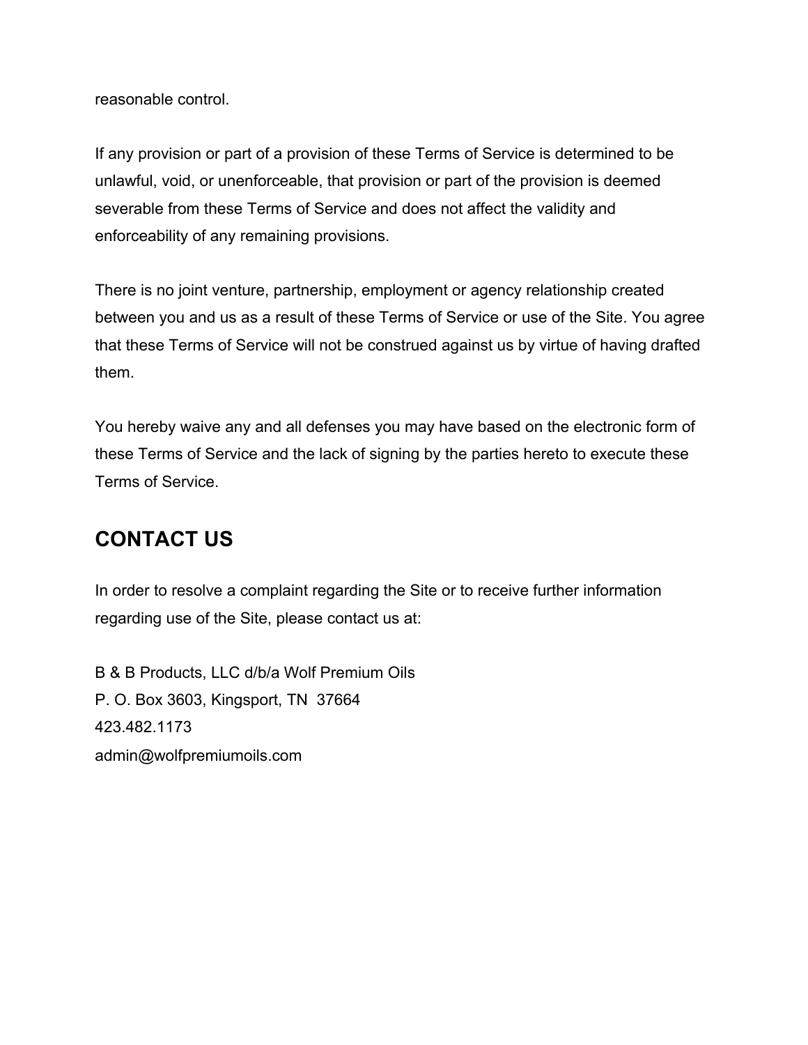reasonable control.

If any provision or part of a provision of these Terms of Service is determined to be unlawful, void, or unenforceable, that provision or part of the provision is deemed severable from these Terms of Service and does not affect the validity and enforceability of any remaining provisions.

There is no joint venture, partnership, employment or agency relationship created between you and us as a result of these Terms of Service or use of the Site. You agree that these Terms of Service will not be construed against us by virtue of having drafted them.

You hereby waive any and all defenses you may have based on the electronic form of these Terms of Service and the lack of signing by the parties hereto to execute these Terms of Service.

## CONTACT US

In order to resolve a complaint regarding the Site or to receive further information regarding use of the Site, please contact us at:

B & B Products, LLC d/b/a Wolf Premium Oils  
P. O. Box 3603, Kingsport, TN  37664  
423.482.1173  
admin@wolfpremiumoils.com